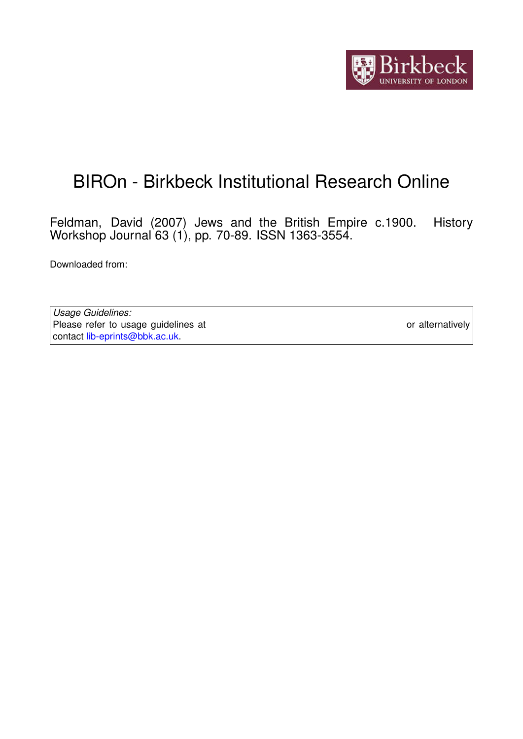Birkbeck UNIVERSITY OF LONDON

# BIROn - Birkbeck Institutional Research Online

Feldman, David (2007) Jews and the British Empire c.1900. History Workshop Journal 63 (1), pp. 70-89. ISSN 1363-3554.

Downloaded from:

*Usage Guidelines:*
Please refer to usage guidelines at or alternatively contact lib-eprints@bbk.ac.uk.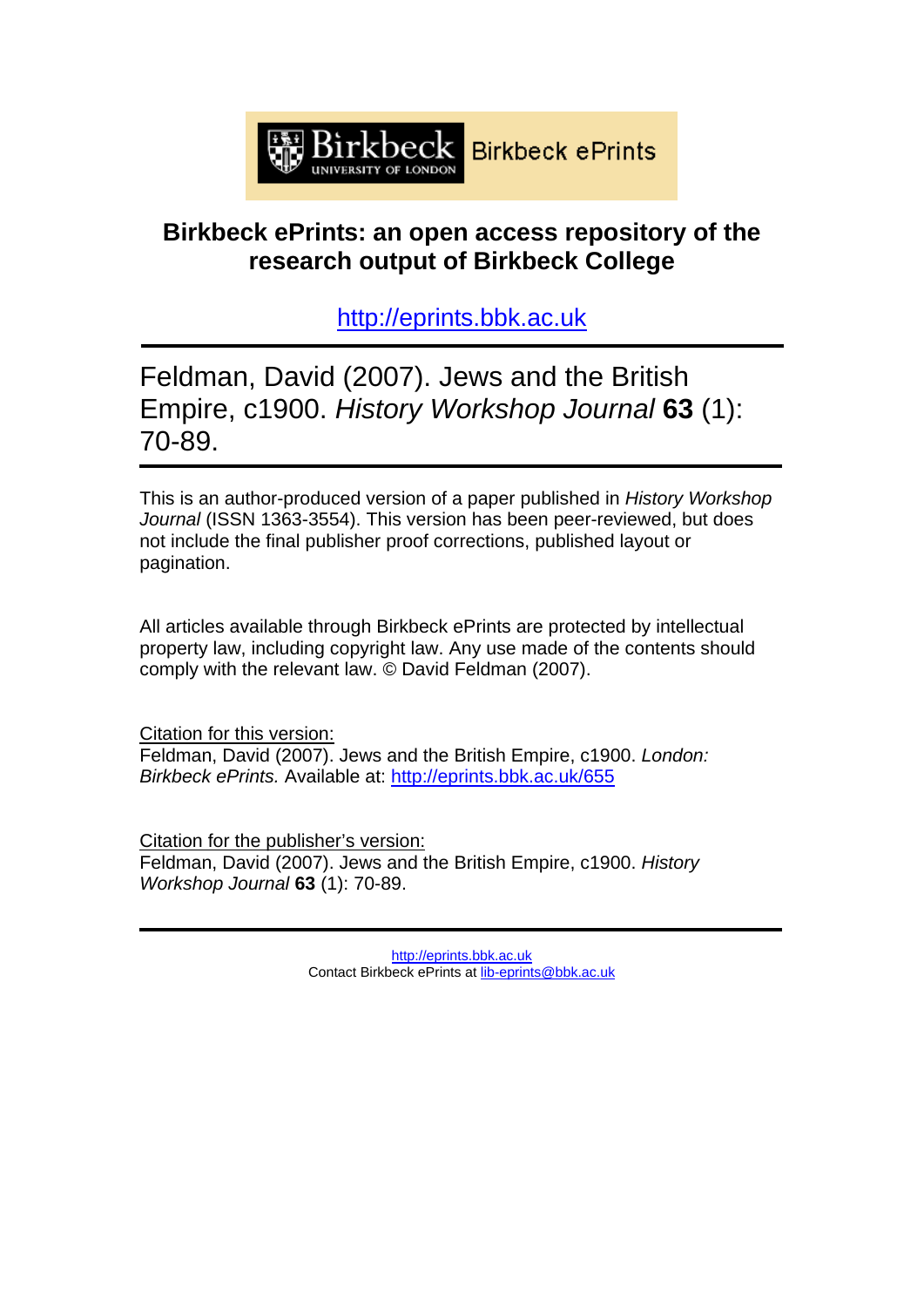Birkbeck ePrints

# Birkbeck ePrints: an open access repository of the research output of Birkbeck College

http://eprints.bbk.ac.uk

---

Feldman, David (2007). Jews and the British Empire, c1900. *History Workshop Journal* **63** (1): 70-89.

---

This is an author-produced version of a paper published in *History Workshop Journal* (ISSN 1363-3554). This version has been peer-reviewed, but does not include the final publisher proof corrections, published layout or pagination.

All articles available through Birkbeck ePrints are protected by intellectual property law, including copyright law. Any use made of the contents should comply with the relevant law. © David Feldman (2007).

Citation for this version:
Feldman, David (2007). Jews and the British Empire, c1900. *London: Birkbeck ePrints.* Available at: http://eprints.bbk.ac.uk/655

Citation for the publisher's version:
Feldman, David (2007). Jews and the British Empire, c1900. *History Workshop Journal* **63** (1): 70-89.

---

http://eprints.bbk.ac.uk
Contact Birkbeck ePrints at lib-eprints@bbk.ac.uk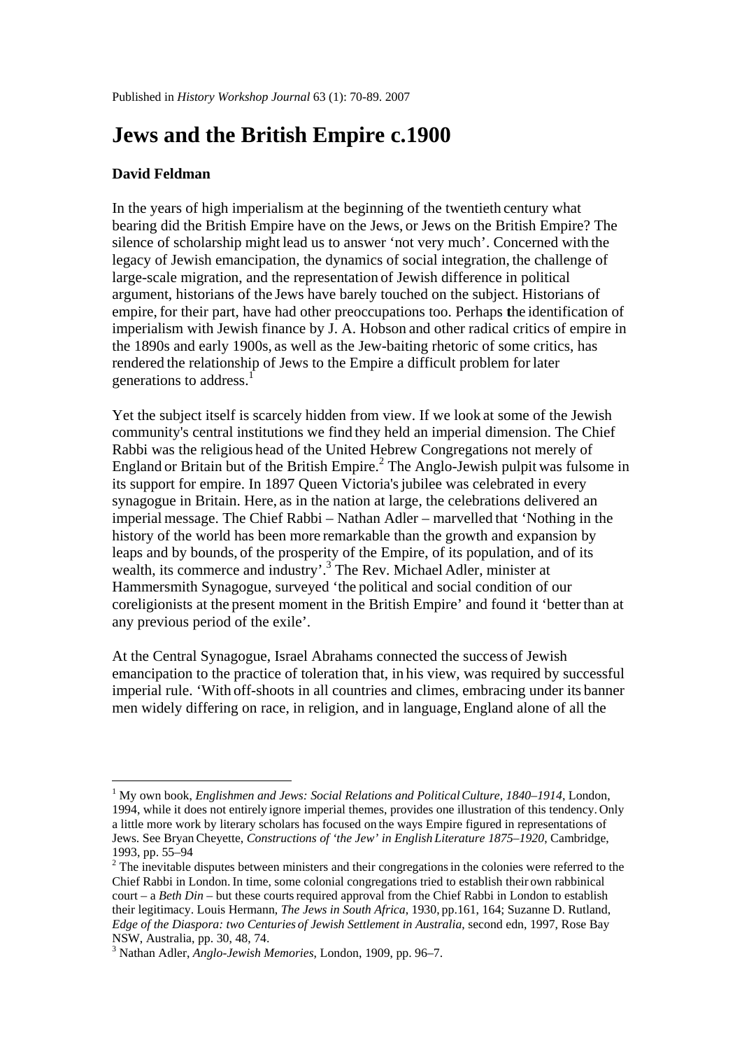Published in *History Workshop Journal* 63 (1): 70-89. 2007

# Jews and the British Empire c.1900

**David Feldman**

In the years of high imperialism at the beginning of the twentieth century what bearing did the British Empire have on the Jews, or Jews on the British Empire? The silence of scholarship might lead us to answer 'not very much'. Concerned with the legacy of Jewish emancipation, the dynamics of social integration, the challenge of large-scale migration, and the representation of Jewish difference in political argument, historians of the Jews have barely touched on the subject. Historians of empire, for their part, have had other preoccupations too. Perhaps the identification of imperialism with Jewish finance by J. A. Hobson and other radical critics of empire in the 1890s and early 1900s, as well as the Jew-baiting rhetoric of some critics, has rendered the relationship of Jews to the Empire a difficult problem for later generations to address.[1]

Yet the subject itself is scarcely hidden from view. If we look at some of the Jewish community's central institutions we find they held an imperial dimension. The Chief Rabbi was the religious head of the United Hebrew Congregations not merely of England or Britain but of the British Empire.[2] The Anglo-Jewish pulpit was fulsome in its support for empire. In 1897 Queen Victoria's jubilee was celebrated in every synagogue in Britain. Here, as in the nation at large, the celebrations delivered an imperial message. The Chief Rabbi – Nathan Adler – marvelled that 'Nothing in the history of the world has been more remarkable than the growth and expansion by leaps and by bounds, of the prosperity of the Empire, of its population, and of its wealth, its commerce and industry'.[3] The Rev. Michael Adler, minister at Hammersmith Synagogue, surveyed 'the political and social condition of our coreligionists at the present moment in the British Empire' and found it 'better than at any previous period of the exile'.

At the Central Synagogue, Israel Abrahams connected the success of Jewish emancipation to the practice of toleration that, in his view, was required by successful imperial rule. 'With off-shoots in all countries and climes, embracing under its banner men widely differing on race, in religion, and in language, England alone of all the

---

[1] My own book, *Englishmen and Jews: Social Relations and Political Culture, 1840–1914*, London, 1994, while it does not entirely ignore imperial themes, provides one illustration of this tendency. Only a little more work by literary scholars has focused on the ways Empire figured in representations of Jews. See Bryan Cheyette, *Constructions of 'the Jew' in English Literature 1875–1920*, Cambridge, 1993, pp. 55–94

[2] The inevitable disputes between ministers and their congregations in the colonies were referred to the Chief Rabbi in London. In time, some colonial congregations tried to establish their own rabbinical court – a *Beth Din* – but these courts required approval from the Chief Rabbi in London to establish their legitimacy. Louis Hermann, *The Jews in South Africa*, 1930, pp.161, 164; Suzanne D. Rutland, *Edge of the Diaspora: two Centuries of Jewish Settlement in Australia*, second edn, 1997, Rose Bay NSW, Australia, pp. 30, 48, 74.

[3] Nathan Adler, *Anglo-Jewish Memories*, London, 1909, pp. 96–7.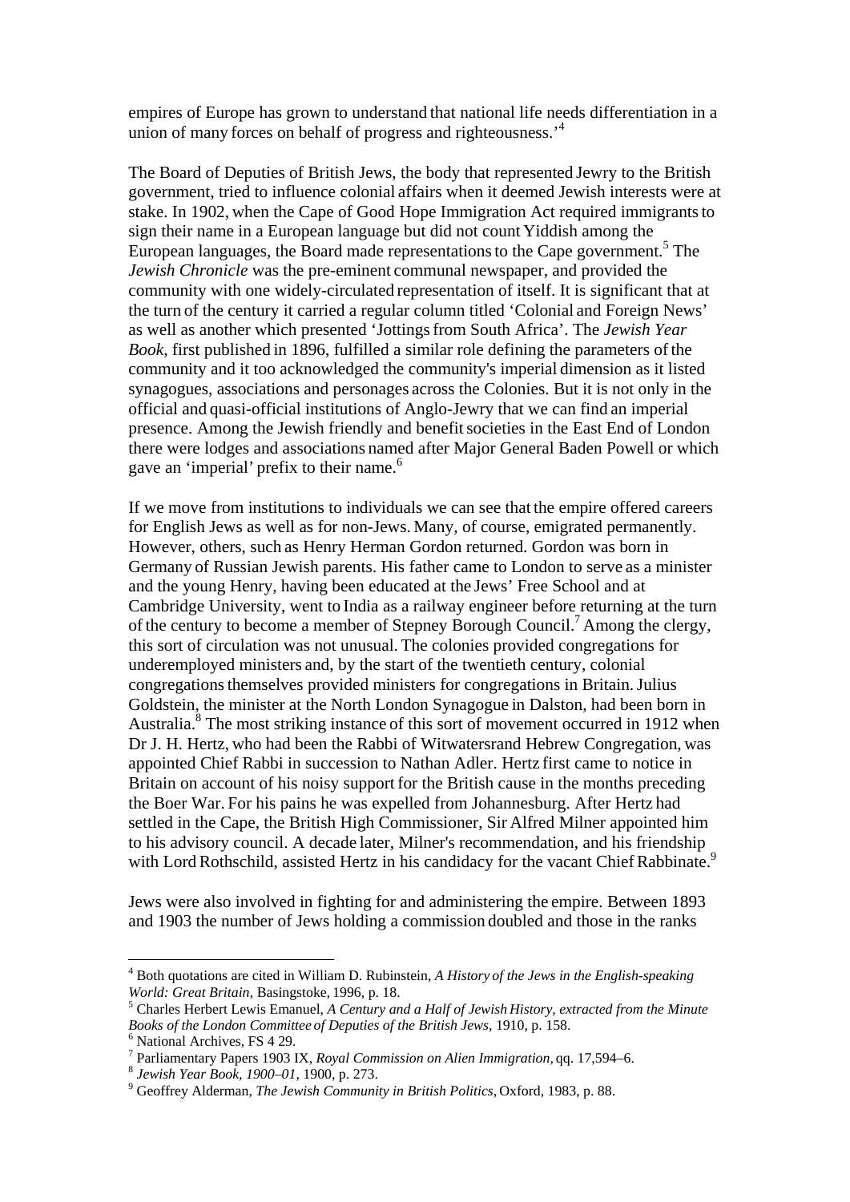empires of Europe has grown to understand that national life needs differentiation in a union of many forces on behalf of progress and righteousness.'[4]

The Board of Deputies of British Jews, the body that represented Jewry to the British government, tried to influence colonial affairs when it deemed Jewish interests were at stake. In 1902, when the Cape of Good Hope Immigration Act required immigrants to sign their name in a European language but did not count Yiddish among the European languages, the Board made representations to the Cape government.[5] The *Jewish Chronicle* was the pre-eminent communal newspaper, and provided the community with one widely-circulated representation of itself. It is significant that at the turn of the century it carried a regular column titled 'Colonial and Foreign News' as well as another which presented 'Jottings from South Africa'. The *Jewish Year Book*, first published in 1896, fulfilled a similar role defining the parameters of the community and it too acknowledged the community's imperial dimension as it listed synagogues, associations and personages across the Colonies. But it is not only in the official and quasi-official institutions of Anglo-Jewry that we can find an imperial presence. Among the Jewish friendly and benefit societies in the East End of London there were lodges and associations named after Major General Baden Powell or which gave an 'imperial' prefix to their name.[6]

If we move from institutions to individuals we can see that the empire offered careers for English Jews as well as for non-Jews. Many, of course, emigrated permanently. However, others, such as Henry Herman Gordon returned. Gordon was born in Germany of Russian Jewish parents. His father came to London to serve as a minister and the young Henry, having been educated at the Jews' Free School and at Cambridge University, went to India as a railway engineer before returning at the turn of the century to become a member of Stepney Borough Council.[7] Among the clergy, this sort of circulation was not unusual. The colonies provided congregations for underemployed ministers and, by the start of the twentieth century, colonial congregations themselves provided ministers for congregations in Britain. Julius Goldstein, the minister at the North London Synagogue in Dalston, had been born in Australia.[8] The most striking instance of this sort of movement occurred in 1912 when Dr J. H. Hertz, who had been the Rabbi of Witwatersrand Hebrew Congregation, was appointed Chief Rabbi in succession to Nathan Adler. Hertz first came to notice in Britain on account of his noisy support for the British cause in the months preceding the Boer War. For his pains he was expelled from Johannesburg. After Hertz had settled in the Cape, the British High Commissioner, Sir Alfred Milner appointed him to his advisory council. A decade later, Milner's recommendation, and his friendship with Lord Rothschild, assisted Hertz in his candidacy for the vacant Chief Rabbinate.[9]

Jews were also involved in fighting for and administering the empire. Between 1893 and 1903 the number of Jews holding a commission doubled and those in the ranks

---

[4] Both quotations are cited in William D. Rubinstein, *A History of the Jews in the English-speaking World: Great Britain*, Basingstoke, 1996, p. 18.

[5] Charles Herbert Lewis Emanuel, *A Century and a Half of Jewish History, extracted from the Minute Books of the London Committee of Deputies of the British Jews*, 1910, p. 158.

[6] National Archives, FS 4 29.

[7] Parliamentary Papers 1903 IX, *Royal Commission on Alien Immigration*, qq. 17,594–6.

[8] *Jewish Year Book, 1900–01*, 1900, p. 273.

[9] Geoffrey Alderman, *The Jewish Community in British Politics*, Oxford, 1983, p. 88.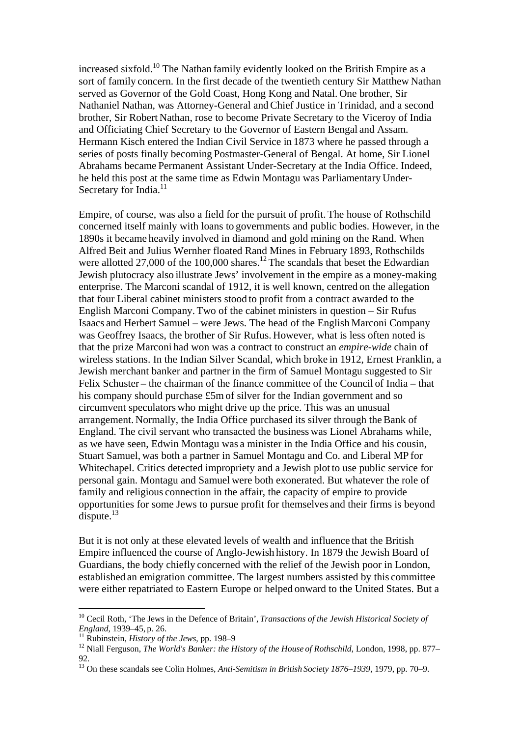increased sixfold.[10] The Nathan family evidently looked on the British Empire as a sort of family concern. In the first decade of the twentieth century Sir Matthew Nathan served as Governor of the Gold Coast, Hong Kong and Natal. One brother, Sir Nathaniel Nathan, was Attorney-General and Chief Justice in Trinidad, and a second brother, Sir Robert Nathan, rose to become Private Secretary to the Viceroy of India and Officiating Chief Secretary to the Governor of Eastern Bengal and Assam. Hermann Kisch entered the Indian Civil Service in 1873 where he passed through a series of posts finally becoming Postmaster-General of Bengal. At home, Sir Lionel Abrahams became Permanent Assistant Under-Secretary at the India Office. Indeed, he held this post at the same time as Edwin Montagu was Parliamentary Under-Secretary for India.[11]

Empire, of course, was also a field for the pursuit of profit. The house of Rothschild concerned itself mainly with loans to governments and public bodies. However, in the 1890s it became heavily involved in diamond and gold mining on the Rand. When Alfred Beit and Julius Wernher floated Rand Mines in February 1893, Rothschilds were allotted 27,000 of the 100,000 shares.[12] The scandals that beset the Edwardian Jewish plutocracy also illustrate Jews' involvement in the empire as a money-making enterprise. The Marconi scandal of 1912, it is well known, centred on the allegation that four Liberal cabinet ministers stood to profit from a contract awarded to the English Marconi Company. Two of the cabinet ministers in question – Sir Rufus Isaacs and Herbert Samuel – were Jews. The head of the English Marconi Company was Geoffrey Isaacs, the brother of Sir Rufus. However, what is less often noted is that the prize Marconi had won was a contract to construct an *empire-wide* chain of wireless stations. In the Indian Silver Scandal, which broke in 1912, Ernest Franklin, a Jewish merchant banker and partner in the firm of Samuel Montagu suggested to Sir Felix Schuster – the chairman of the finance committee of the Council of India – that his company should purchase £5m of silver for the Indian government and so circumvent speculators who might drive up the price. This was an unusual arrangement. Normally, the India Office purchased its silver through the Bank of England. The civil servant who transacted the business was Lionel Abrahams while, as we have seen, Edwin Montagu was a minister in the India Office and his cousin, Stuart Samuel, was both a partner in Samuel Montagu and Co. and Liberal MP for Whitechapel. Critics detected impropriety and a Jewish plot to use public service for personal gain. Montagu and Samuel were both exonerated. But whatever the role of family and religious connection in the affair, the capacity of empire to provide opportunities for some Jews to pursue profit for themselves and their firms is beyond dispute.[13]

But it is not only at these elevated levels of wealth and influence that the British Empire influenced the course of Anglo-Jewish history. In 1879 the Jewish Board of Guardians, the body chiefly concerned with the relief of the Jewish poor in London, established an emigration committee. The largest numbers assisted by this committee were either repatriated to Eastern Europe or helped onward to the United States. But a

---

[10] Cecil Roth, 'The Jews in the Defence of Britain', *Transactions of the Jewish Historical Society of England*, 1939–45, p. 26.

[11] Rubinstein, *History of the Jews*, pp. 198–9

[12] Niall Ferguson, *The World's Banker: the History of the House of Rothschild*, London, 1998, pp. 877–92.

[13] On these scandals see Colin Holmes, *Anti-Semitism in British Society 1876–1939*, 1979, pp. 70–9.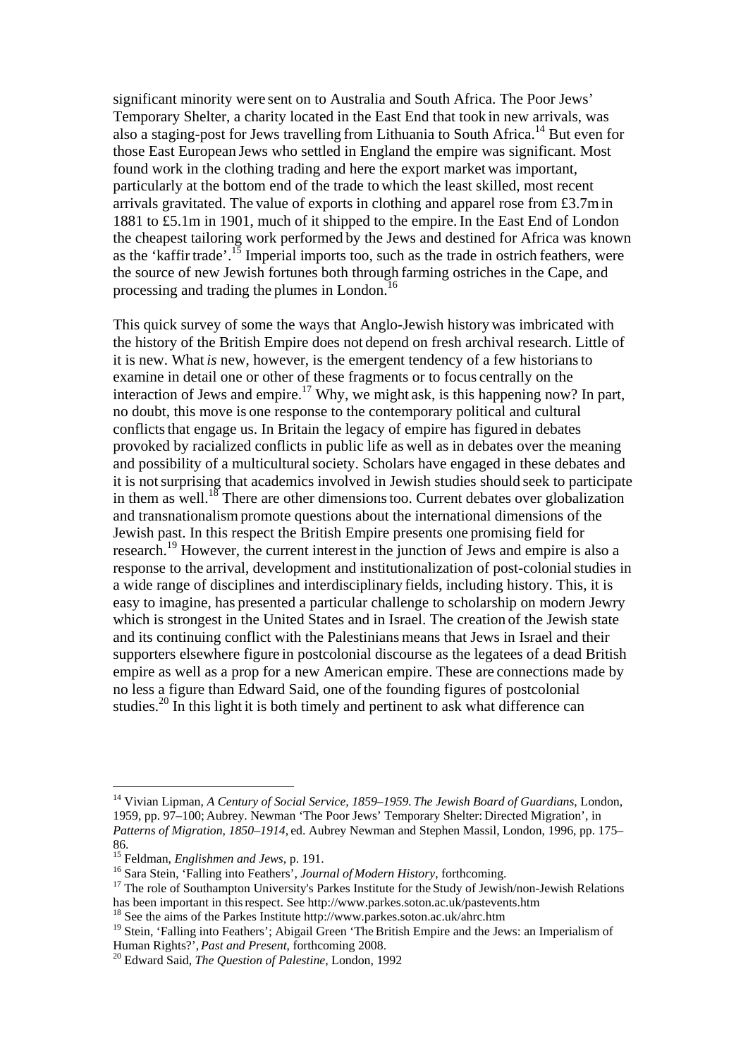significant minority were sent on to Australia and South Africa. The Poor Jews' Temporary Shelter, a charity located in the East End that took in new arrivals, was also a staging-post for Jews travelling from Lithuania to South Africa.[14] But even for those East European Jews who settled in England the empire was significant. Most found work in the clothing trading and here the export market was important, particularly at the bottom end of the trade to which the least skilled, most recent arrivals gravitated. The value of exports in clothing and apparel rose from £3.7m in 1881 to £5.1m in 1901, much of it shipped to the empire. In the East End of London the cheapest tailoring work performed by the Jews and destined for Africa was known as the 'kaffir trade'.[15] Imperial imports too, such as the trade in ostrich feathers, were the source of new Jewish fortunes both through farming ostriches in the Cape, and processing and trading the plumes in London.[16]

This quick survey of some the ways that Anglo-Jewish history was imbricated with the history of the British Empire does not depend on fresh archival research. Little of it is new. What *is* new, however, is the emergent tendency of a few historians to examine in detail one or other of these fragments or to focus centrally on the interaction of Jews and empire.[17] Why, we might ask, is this happening now? In part, no doubt, this move is one response to the contemporary political and cultural conflicts that engage us. In Britain the legacy of empire has figured in debates provoked by racialized conflicts in public life as well as in debates over the meaning and possibility of a multicultural society. Scholars have engaged in these debates and it is not surprising that academics involved in Jewish studies should seek to participate in them as well.[18] There are other dimensions too. Current debates over globalization and transnationalism promote questions about the international dimensions of the Jewish past. In this respect the British Empire presents one promising field for research.[19] However, the current interest in the junction of Jews and empire is also a response to the arrival, development and institutionalization of post-colonial studies in a wide range of disciplines and interdisciplinary fields, including history. This, it is easy to imagine, has presented a particular challenge to scholarship on modern Jewry which is strongest in the United States and in Israel. The creation of the Jewish state and its continuing conflict with the Palestinians means that Jews in Israel and their supporters elsewhere figure in postcolonial discourse as the legatees of a dead British empire as well as a prop for a new American empire. These are connections made by no less a figure than Edward Said, one of the founding figures of postcolonial studies.[20] In this light it is both timely and pertinent to ask what difference can

---

[14] Vivian Lipman, *A Century of Social Service, 1859–1959. The Jewish Board of Guardians*, London, 1959, pp. 97–100; Aubrey. Newman 'The Poor Jews' Temporary Shelter: Directed Migration', in *Patterns of Migration, 1850–1914*, ed. Aubrey Newman and Stephen Massil, London, 1996, pp. 175–86.

[15] Feldman, *Englishmen and Jews*, p. 191.

[16] Sara Stein, 'Falling into Feathers', *Journal of Modern History*, forthcoming.

[17] The role of Southampton University's Parkes Institute for the Study of Jewish/non-Jewish Relations has been important in this respect. See http://www.parkes.soton.ac.uk/pastevents.htm

[18] See the aims of the Parkes Institute http://www.parkes.soton.ac.uk/ahrc.htm

[19] Stein, 'Falling into Feathers'; Abigail Green 'The British Empire and the Jews: an Imperialism of Human Rights?', *Past and Present*, forthcoming 2008.

[20] Edward Said, *The Question of Palestine*, London, 1992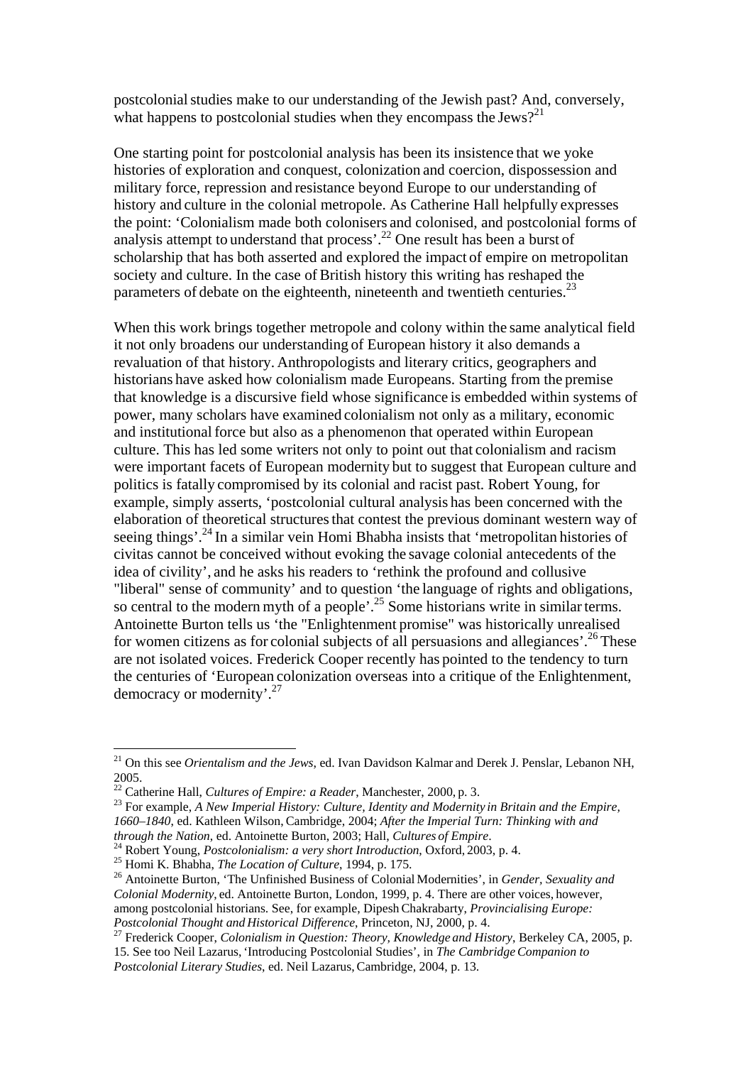postcolonial studies make to our understanding of the Jewish past? And, conversely, what happens to postcolonial studies when they encompass the Jews?[21]

One starting point for postcolonial analysis has been its insistence that we yoke histories of exploration and conquest, colonization and coercion, dispossession and military force, repression and resistance beyond Europe to our understanding of history and culture in the colonial metropole. As Catherine Hall helpfully expresses the point: 'Colonialism made both colonisers and colonised, and postcolonial forms of analysis attempt to understand that process'.[22] One result has been a burst of scholarship that has both asserted and explored the impact of empire on metropolitan society and culture. In the case of British history this writing has reshaped the parameters of debate on the eighteenth, nineteenth and twentieth centuries.[23]

When this work brings together metropole and colony within the same analytical field it not only broadens our understanding of European history it also demands a revaluation of that history. Anthropologists and literary critics, geographers and historians have asked how colonialism made Europeans. Starting from the premise that knowledge is a discursive field whose significance is embedded within systems of power, many scholars have examined colonialism not only as a military, economic and institutional force but also as a phenomenon that operated within European culture. This has led some writers not only to point out that colonialism and racism were important facets of European modernity but to suggest that European culture and politics is fatally compromised by its colonial and racist past. Robert Young, for example, simply asserts, 'postcolonial cultural analysis has been concerned with the elaboration of theoretical structures that contest the previous dominant western way of seeing things'.[24] In a similar vein Homi Bhabha insists that 'metropolitan histories of civitas cannot be conceived without evoking the savage colonial antecedents of the idea of civility', and he asks his readers to 'rethink the profound and collusive "liberal" sense of community' and to question 'the language of rights and obligations, so central to the modern myth of a people'.[25] Some historians write in similar terms. Antoinette Burton tells us 'the "Enlightenment promise" was historically unrealised for women citizens as for colonial subjects of all persuasions and allegiances'.[26] These are not isolated voices. Frederick Cooper recently has pointed to the tendency to turn the centuries of 'European colonization overseas into a critique of the Enlightenment, democracy or modernity'.[27]

---

[21] On this see *Orientalism and the Jews*, ed. Ivan Davidson Kalmar and Derek J. Penslar, Lebanon NH, 2005.

[22] Catherine Hall, *Cultures of Empire: a Reader*, Manchester, 2000, p. 3.

[23] For example, *A New Imperial History: Culture, Identity and Modernity in Britain and the Empire, 1660–1840*, ed. Kathleen Wilson, Cambridge, 2004; *After the Imperial Turn: Thinking with and through the Nation*, ed. Antoinette Burton, 2003; Hall, *Cultures of Empire*.

[24] Robert Young, *Postcolonialism: a very short Introduction*, Oxford, 2003, p. 4.

[25] Homi K. Bhabha, *The Location of Culture*, 1994, p. 175.

[26] Antoinette Burton, 'The Unfinished Business of Colonial Modernities', in *Gender, Sexuality and Colonial Modernity*, ed. Antoinette Burton, London, 1999, p. 4. There are other voices, however, among postcolonial historians. See, for example, Dipesh Chakrabarty, *Provincialising Europe: Postcolonial Thought and Historical Difference*, Princeton, NJ, 2000, p. 4.

[27] Frederick Cooper, *Colonialism in Question: Theory, Knowledge and History*, Berkeley CA, 2005, p. 15. See too Neil Lazarus, 'Introducing Postcolonial Studies', in *The Cambridge Companion to Postcolonial Literary Studies*, ed. Neil Lazarus, Cambridge, 2004, p. 13.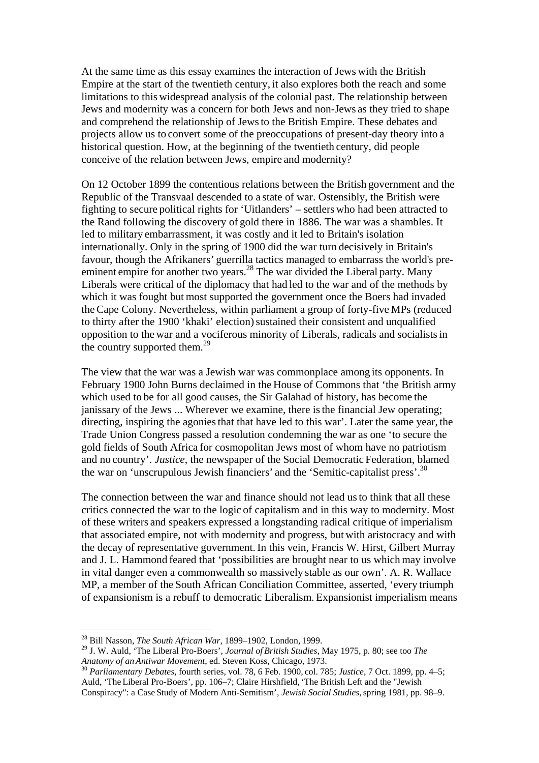At the same time as this essay examines the interaction of Jews with the British Empire at the start of the twentieth century, it also explores both the reach and some limitations to this widespread analysis of the colonial past. The relationship between Jews and modernity was a concern for both Jews and non-Jews as they tried to shape and comprehend the relationship of Jews to the British Empire. These debates and projects allow us to convert some of the preoccupations of present-day theory into a historical question. How, at the beginning of the twentieth century, did people conceive of the relation between Jews, empire and modernity?

On 12 October 1899 the contentious relations between the British government and the Republic of the Transvaal descended to a state of war. Ostensibly, the British were fighting to secure political rights for 'Uitlanders' – settlers who had been attracted to the Rand following the discovery of gold there in 1886. The war was a shambles. It led to military embarrassment, it was costly and it led to Britain's isolation internationally. Only in the spring of 1900 did the war turn decisively in Britain's favour, though the Afrikaners' guerrilla tactics managed to embarrass the world's pre-eminent empire for another two years.[28] The war divided the Liberal party. Many Liberals were critical of the diplomacy that had led to the war and of the methods by which it was fought but most supported the government once the Boers had invaded the Cape Colony. Nevertheless, within parliament a group of forty-five MPs (reduced to thirty after the 1900 'khaki' election) sustained their consistent and unqualified opposition to the war and a vociferous minority of Liberals, radicals and socialists in the country supported them.[29]

The view that the war was a Jewish war was commonplace among its opponents. In February 1900 John Burns declaimed in the House of Commons that 'the British army which used to be for all good causes, the Sir Galahad of history, has become the janissary of the Jews ... Wherever we examine, there is the financial Jew operating; directing, inspiring the agonies that that have led to this war'. Later the same year, the Trade Union Congress passed a resolution condemning the war as one 'to secure the gold fields of South Africa for cosmopolitan Jews most of whom have no patriotism and no country'. *Justice*, the newspaper of the Social Democratic Federation, blamed the war on 'unscrupulous Jewish financiers' and the 'Semitic-capitalist press'.[30]

The connection between the war and finance should not lead us to think that all these critics connected the war to the logic of capitalism and in this way to modernity. Most of these writers and speakers expressed a longstanding radical critique of imperialism that associated empire, not with modernity and progress, but with aristocracy and with the decay of representative government. In this vein, Francis W. Hirst, Gilbert Murray and J. L. Hammond feared that 'possibilities are brought near to us which may involve in vital danger even a commonwealth so massively stable as our own'. A. R. Wallace MP, a member of the South African Conciliation Committee, asserted, 'every triumph of expansionism is a rebuff to democratic Liberalism. Expansionist imperialism means

---

[28] Bill Nasson, *The South African War*, 1899–1902, London, 1999.

[29] J. W. Auld, 'The Liberal Pro-Boers', *Journal of British Studies*, May 1975, p. 80; see too *The Anatomy of an Antiwar Movement*, ed. Steven Koss, Chicago, 1973.

[30] *Parliamentary Debates*, fourth series, vol. 78, 6 Feb. 1900, col. 785; *Justice*, 7 Oct. 1899, pp. 4–5; Auld, 'The Liberal Pro-Boers', pp. 106–7; Claire Hirshfield, 'The British Left and the "Jewish Conspiracy": a Case Study of Modern Anti-Semitism', *Jewish Social Studies*, spring 1981, pp. 98–9.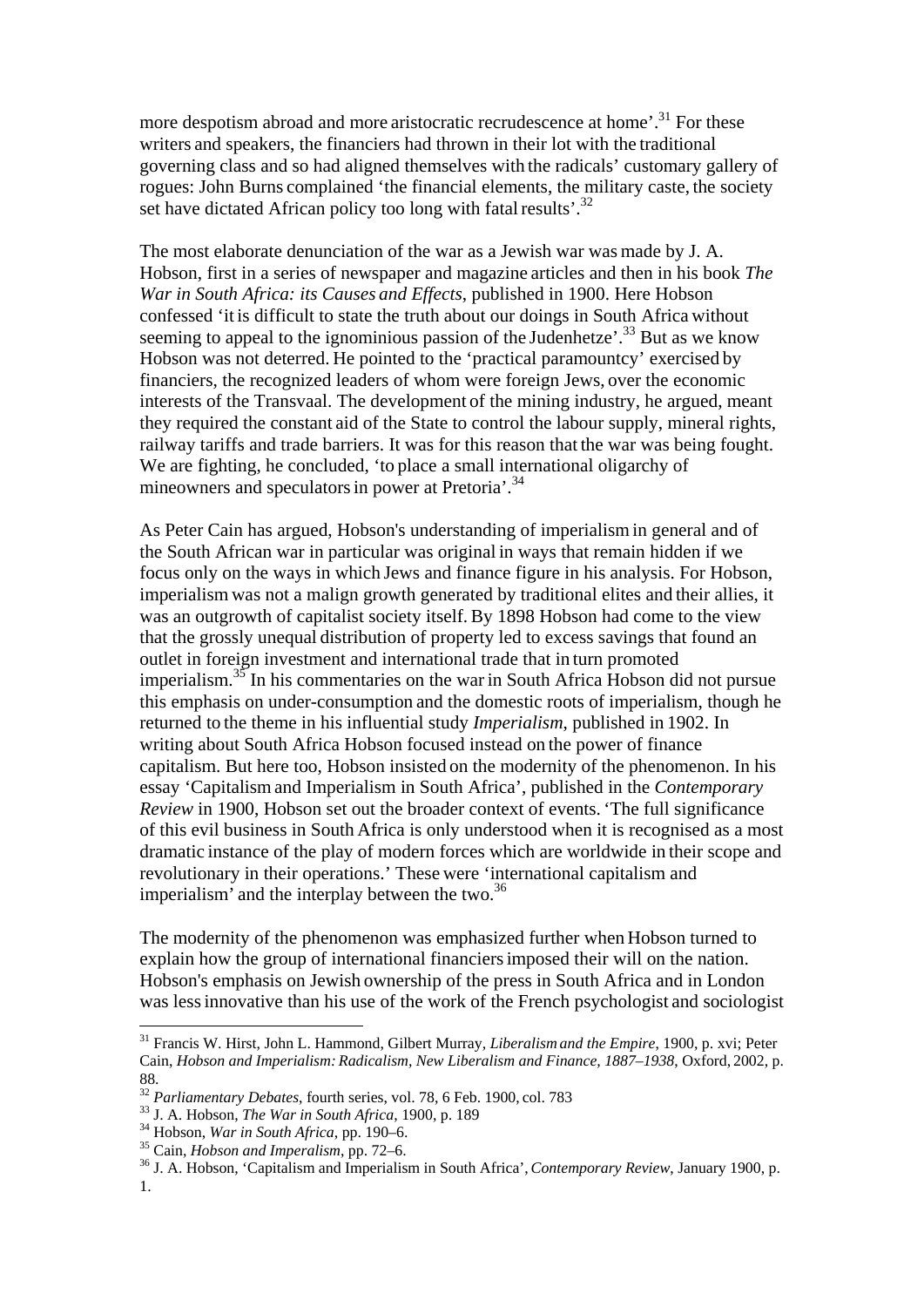more despotism abroad and more aristocratic recrudescence at home'.[31] For these writers and speakers, the financiers had thrown in their lot with the traditional governing class and so had aligned themselves with the radicals' customary gallery of rogues: John Burns complained 'the financial elements, the military caste, the society set have dictated African policy too long with fatal results'.[32]

The most elaborate denunciation of the war as a Jewish war was made by J. A. Hobson, first in a series of newspaper and magazine articles and then in his book *The War in South Africa: its Causes and Effects*, published in 1900. Here Hobson confessed 'it is difficult to state the truth about our doings in South Africa without seeming to appeal to the ignominious passion of the Judenhetze'.[33] But as we know Hobson was not deterred. He pointed to the 'practical paramountcy' exercised by financiers, the recognized leaders of whom were foreign Jews, over the economic interests of the Transvaal. The development of the mining industry, he argued, meant they required the constant aid of the State to control the labour supply, mineral rights, railway tariffs and trade barriers. It was for this reason that the war was being fought. We are fighting, he concluded, 'to place a small international oligarchy of mineowners and speculators in power at Pretoria'.[34]

As Peter Cain has argued, Hobson's understanding of imperialism in general and of the South African war in particular was original in ways that remain hidden if we focus only on the ways in which Jews and finance figure in his analysis. For Hobson, imperialism was not a malign growth generated by traditional elites and their allies, it was an outgrowth of capitalist society itself. By 1898 Hobson had come to the view that the grossly unequal distribution of property led to excess savings that found an outlet in foreign investment and international trade that in turn promoted imperialism.[35] In his commentaries on the war in South Africa Hobson did not pursue this emphasis on under-consumption and the domestic roots of imperialism, though he returned to the theme in his influential study *Imperialism*, published in 1902. In writing about South Africa Hobson focused instead on the power of finance capitalism. But here too, Hobson insisted on the modernity of the phenomenon. In his essay 'Capitalism and Imperialism in South Africa', published in the *Contemporary Review* in 1900, Hobson set out the broader context of events. 'The full significance of this evil business in South Africa is only understood when it is recognised as a most dramatic instance of the play of modern forces which are worldwide in their scope and revolutionary in their operations.' These were 'international capitalism and imperialism' and the interplay between the two.[36]

The modernity of the phenomenon was emphasized further when Hobson turned to explain how the group of international financiers imposed their will on the nation. Hobson's emphasis on Jewish ownership of the press in South Africa and in London was less innovative than his use of the work of the French psychologist and sociologist

---

[31] Francis W. Hirst, John L. Hammond, Gilbert Murray, *Liberalism and the Empire*, 1900, p. xvi; Peter Cain, *Hobson and Imperialism: Radicalism, New Liberalism and Finance, 1887–1938*, Oxford, 2002, p. 88.

[32] *Parliamentary Debates*, fourth series, vol. 78, 6 Feb. 1900, col. 783

[33] J. A. Hobson, *The War in South Africa*, 1900, p. 189

[34] Hobson, *War in South Africa*, pp. 190–6.

[35] Cain, *Hobson and Imperialism*, pp. 72–6.

[36] J. A. Hobson, 'Capitalism and Imperialism in South Africa', *Contemporary Review*, January 1900, p. 1.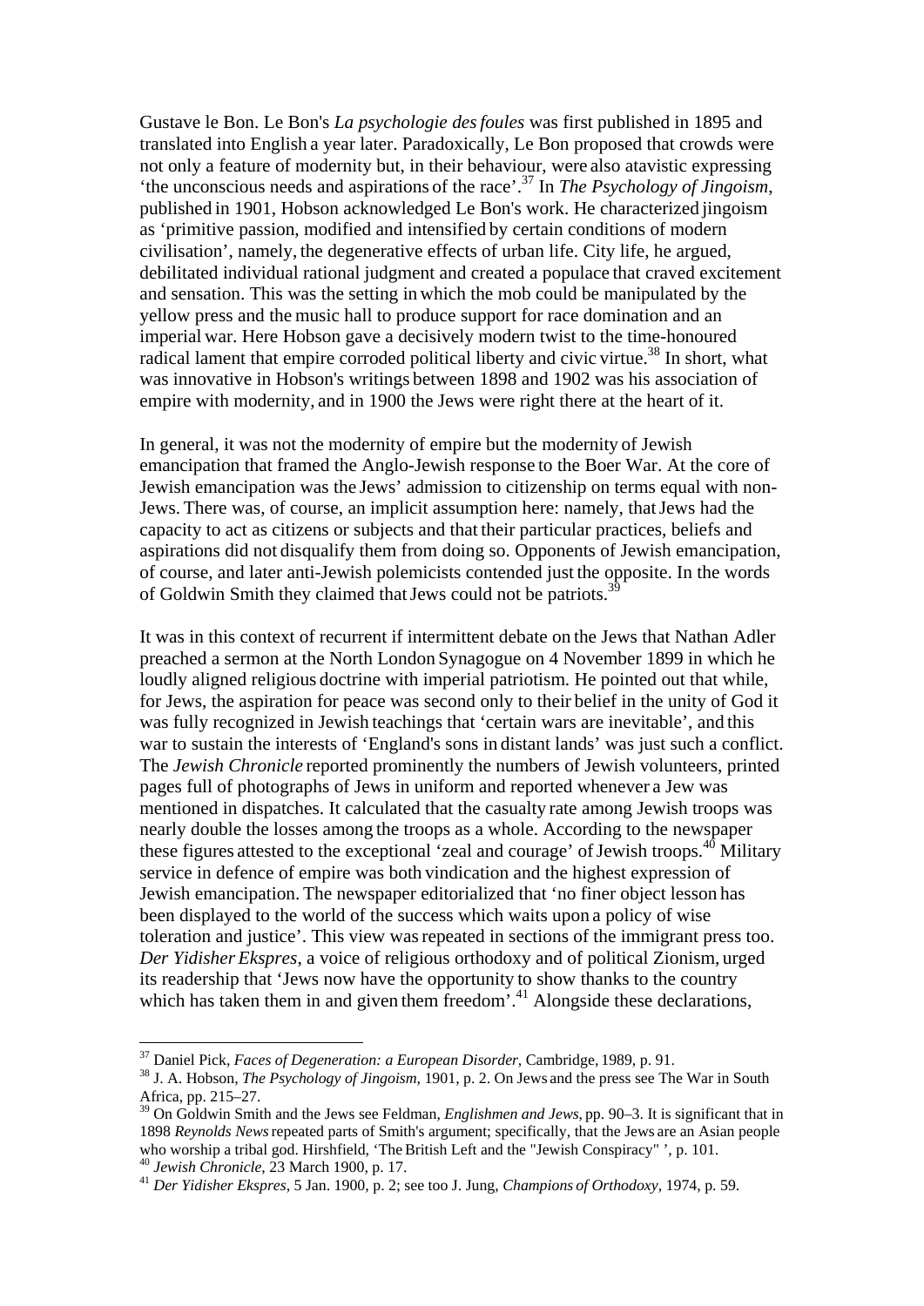Gustave le Bon. Le Bon's *La psychologie des foules* was first published in 1895 and translated into English a year later. Paradoxically, Le Bon proposed that crowds were not only a feature of modernity but, in their behaviour, were also atavistic expressing 'the unconscious needs and aspirations of the race'.[37] In *The Psychology of Jingoism*, published in 1901, Hobson acknowledged Le Bon's work. He characterized jingoism as 'primitive passion, modified and intensified by certain conditions of modern civilisation', namely, the degenerative effects of urban life. City life, he argued, debilitated individual rational judgment and created a populace that craved excitement and sensation. This was the setting in which the mob could be manipulated by the yellow press and the music hall to produce support for race domination and an imperial war. Here Hobson gave a decisively modern twist to the time-honoured radical lament that empire corroded political liberty and civic virtue.[38] In short, what was innovative in Hobson's writings between 1898 and 1902 was his association of empire with modernity, and in 1900 the Jews were right there at the heart of it.

In general, it was not the modernity of empire but the modernity of Jewish emancipation that framed the Anglo-Jewish response to the Boer War. At the core of Jewish emancipation was the Jews' admission to citizenship on terms equal with non-Jews. There was, of course, an implicit assumption here: namely, that Jews had the capacity to act as citizens or subjects and that their particular practices, beliefs and aspirations did not disqualify them from doing so. Opponents of Jewish emancipation, of course, and later anti-Jewish polemicists contended just the opposite. In the words of Goldwin Smith they claimed that Jews could not be patriots.[39]

It was in this context of recurrent if intermittent debate on the Jews that Nathan Adler preached a sermon at the North London Synagogue on 4 November 1899 in which he loudly aligned religious doctrine with imperial patriotism. He pointed out that while, for Jews, the aspiration for peace was second only to their belief in the unity of God it was fully recognized in Jewish teachings that 'certain wars are inevitable', and this war to sustain the interests of 'England's sons in distant lands' was just such a conflict. The *Jewish Chronicle* reported prominently the numbers of Jewish volunteers, printed pages full of photographs of Jews in uniform and reported whenever a Jew was mentioned in dispatches. It calculated that the casualty rate among Jewish troops was nearly double the losses among the troops as a whole. According to the newspaper these figures attested to the exceptional 'zeal and courage' of Jewish troops.[40] Military service in defence of empire was both vindication and the highest expression of Jewish emancipation. The newspaper editorialized that 'no finer object lesson has been displayed to the world of the success which waits upon a policy of wise toleration and justice'. This view was repeated in sections of the immigrant press too. *Der Yidisher Ekspres*, a voice of religious orthodoxy and of political Zionism, urged its readership that 'Jews now have the opportunity to show thanks to the country which has taken them in and given them freedom'.[41] Alongside these declarations,

---

[37] Daniel Pick, *Faces of Degeneration: a European Disorder*, Cambridge, 1989, p. 91.

[38] J. A. Hobson, *The Psychology of Jingoism*, 1901, p. 2. On Jews and the press see The War in South Africa, pp. 215–27.

[39] On Goldwin Smith and the Jews see Feldman, *Englishmen and Jews*, pp. 90–3. It is significant that in 1898 *Reynolds News* repeated parts of Smith's argument; specifically, that the Jews are an Asian people who worship a tribal god. Hirshfield, 'The British Left and the "Jewish Conspiracy" ', p. 101.

[40] *Jewish Chronicle*, 23 March 1900, p. 17.

[41] *Der Yidisher Ekspres*, 5 Jan. 1900, p. 2; see too J. Jung, *Champions of Orthodoxy*, 1974, p. 59.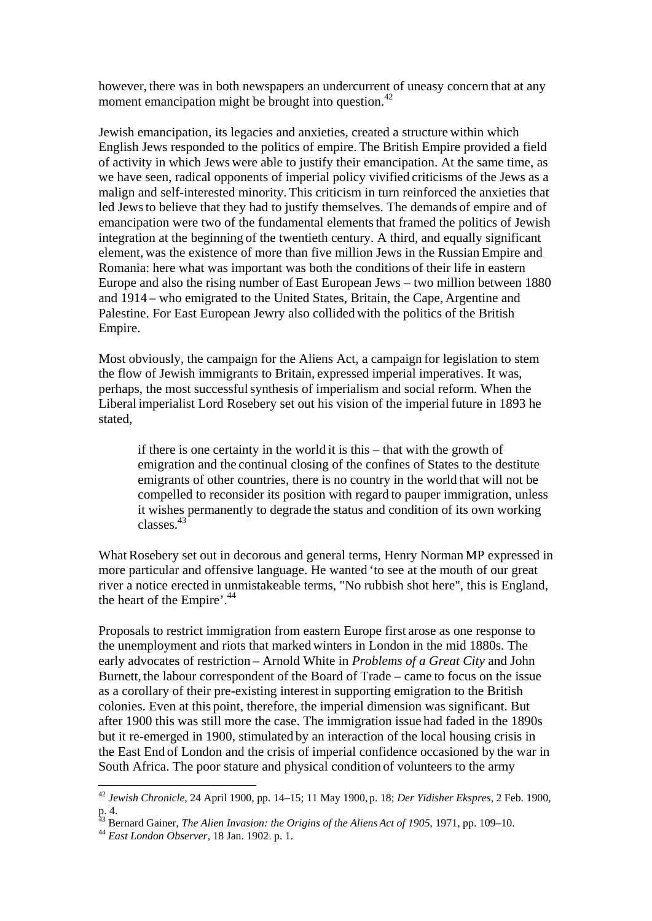however, there was in both newspapers an undercurrent of uneasy concern that at any moment emancipation might be brought into question.[42]

Jewish emancipation, its legacies and anxieties, created a structure within which English Jews responded to the politics of empire. The British Empire provided a field of activity in which Jews were able to justify their emancipation. At the same time, as we have seen, radical opponents of imperial policy vivified criticisms of the Jews as a malign and self-interested minority. This criticism in turn reinforced the anxieties that led Jews to believe that they had to justify themselves. The demands of empire and of emancipation were two of the fundamental elements that framed the politics of Jewish integration at the beginning of the twentieth century. A third, and equally significant element, was the existence of more than five million Jews in the Russian Empire and Romania: here what was important was both the conditions of their life in eastern Europe and also the rising number of East European Jews – two million between 1880 and 1914 – who emigrated to the United States, Britain, the Cape, Argentine and Palestine. For East European Jewry also collided with the politics of the British Empire.

Most obviously, the campaign for the Aliens Act, a campaign for legislation to stem the flow of Jewish immigrants to Britain, expressed imperial imperatives. It was, perhaps, the most successful synthesis of imperialism and social reform. When the Liberal imperialist Lord Rosebery set out his vision of the imperial future in 1893 he stated,

> if there is one certainty in the world it is this – that with the growth of emigration and the continual closing of the confines of States to the destitute emigrants of other countries, there is no country in the world that will not be compelled to reconsider its position with regard to pauper immigration, unless it wishes permanently to degrade the status and condition of its own working classes.[43]

What Rosebery set out in decorous and general terms, Henry Norman MP expressed in more particular and offensive language. He wanted 'to see at the mouth of our great river a notice erected in unmistakeable terms, "No rubbish shot here", this is England, the heart of the Empire'.[44]

Proposals to restrict immigration from eastern Europe first arose as one response to the unemployment and riots that marked winters in London in the mid 1880s. The early advocates of restriction – Arnold White in *Problems of a Great City* and John Burnett, the labour correspondent of the Board of Trade – came to focus on the issue as a corollary of their pre-existing interest in supporting emigration to the British colonies. Even at this point, therefore, the imperial dimension was significant. But after 1900 this was still more the case. The immigration issue had faded in the 1890s but it re-emerged in 1900, stimulated by an interaction of the local housing crisis in the East End of London and the crisis of imperial confidence occasioned by the war in South Africa. The poor stature and physical condition of volunteers to the army

---

[42] *Jewish Chronicle*, 24 April 1900, pp. 14–15; 11 May 1900, p. 18; *Der Yidisher Ekspres*, 2 Feb. 1900, p. 4.

[43] Bernard Gainer, *The Alien Invasion: the Origins of the Aliens Act of 1905*, 1971, pp. 109–10.

[44] *East London Observer*, 18 Jan. 1902. p. 1.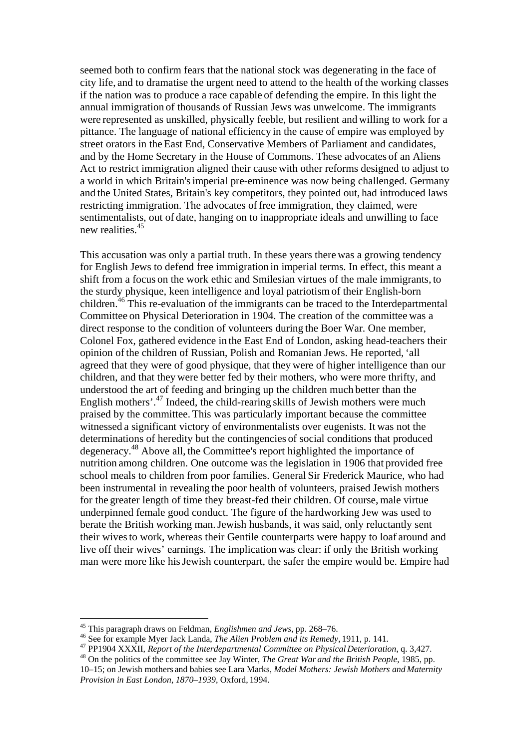seemed both to confirm fears that the national stock was degenerating in the face of city life, and to dramatise the urgent need to attend to the health of the working classes if the nation was to produce a race capable of defending the empire. In this light the annual immigration of thousands of Russian Jews was unwelcome. The immigrants were represented as unskilled, physically feeble, but resilient and willing to work for a pittance. The language of national efficiency in the cause of empire was employed by street orators in the East End, Conservative Members of Parliament and candidates, and by the Home Secretary in the House of Commons. These advocates of an Aliens Act to restrict immigration aligned their cause with other reforms designed to adjust to a world in which Britain's imperial pre-eminence was now being challenged. Germany and the United States, Britain's key competitors, they pointed out, had introduced laws restricting immigration. The advocates of free immigration, they claimed, were sentimentalists, out of date, hanging on to inappropriate ideals and unwilling to face new realities.[45]

This accusation was only a partial truth. In these years there was a growing tendency for English Jews to defend free immigration in imperial terms. In effect, this meant a shift from a focus on the work ethic and Smilesian virtues of the male immigrants, to the sturdy physique, keen intelligence and loyal patriotism of their English-born children.[46] This re-evaluation of the immigrants can be traced to the Interdepartmental Committee on Physical Deterioration in 1904. The creation of the committee was a direct response to the condition of volunteers during the Boer War. One member, Colonel Fox, gathered evidence in the East End of London, asking head-teachers their opinion of the children of Russian, Polish and Romanian Jews. He reported, 'all agreed that they were of good physique, that they were of higher intelligence than our children, and that they were better fed by their mothers, who were more thrifty, and understood the art of feeding and bringing up the children much better than the English mothers'.[47] Indeed, the child-rearing skills of Jewish mothers were much praised by the committee. This was particularly important because the committee witnessed a significant victory of environmentalists over eugenists. It was not the determinations of heredity but the contingencies of social conditions that produced degeneracy.[48] Above all, the Committee's report highlighted the importance of nutrition among children. One outcome was the legislation in 1906 that provided free school meals to children from poor families. General Sir Frederick Maurice, who had been instrumental in revealing the poor health of volunteers, praised Jewish mothers for the greater length of time they breast-fed their children. Of course, male virtue underpinned female good conduct. The figure of the hardworking Jew was used to berate the British working man. Jewish husbands, it was said, only reluctantly sent their wives to work, whereas their Gentile counterparts were happy to loaf around and live off their wives' earnings. The implication was clear: if only the British working man were more like his Jewish counterpart, the safer the empire would be. Empire had

---

[45] This paragraph draws on Feldman, *Englishmen and Jews*, pp. 268–76.

[46] See for example Myer Jack Landa, *The Alien Problem and its Remedy*, 1911, p. 141.

[47] PP1904 XXXII, *Report of the Interdepartmental Committee on Physical Deterioration*, q. 3,427.

[48] On the politics of the committee see Jay Winter, *The Great War and the British People*, 1985, pp. 10–15; on Jewish mothers and babies see Lara Marks, *Model Mothers: Jewish Mothers and Maternity Provision in East London, 1870–1939*, Oxford, 1994.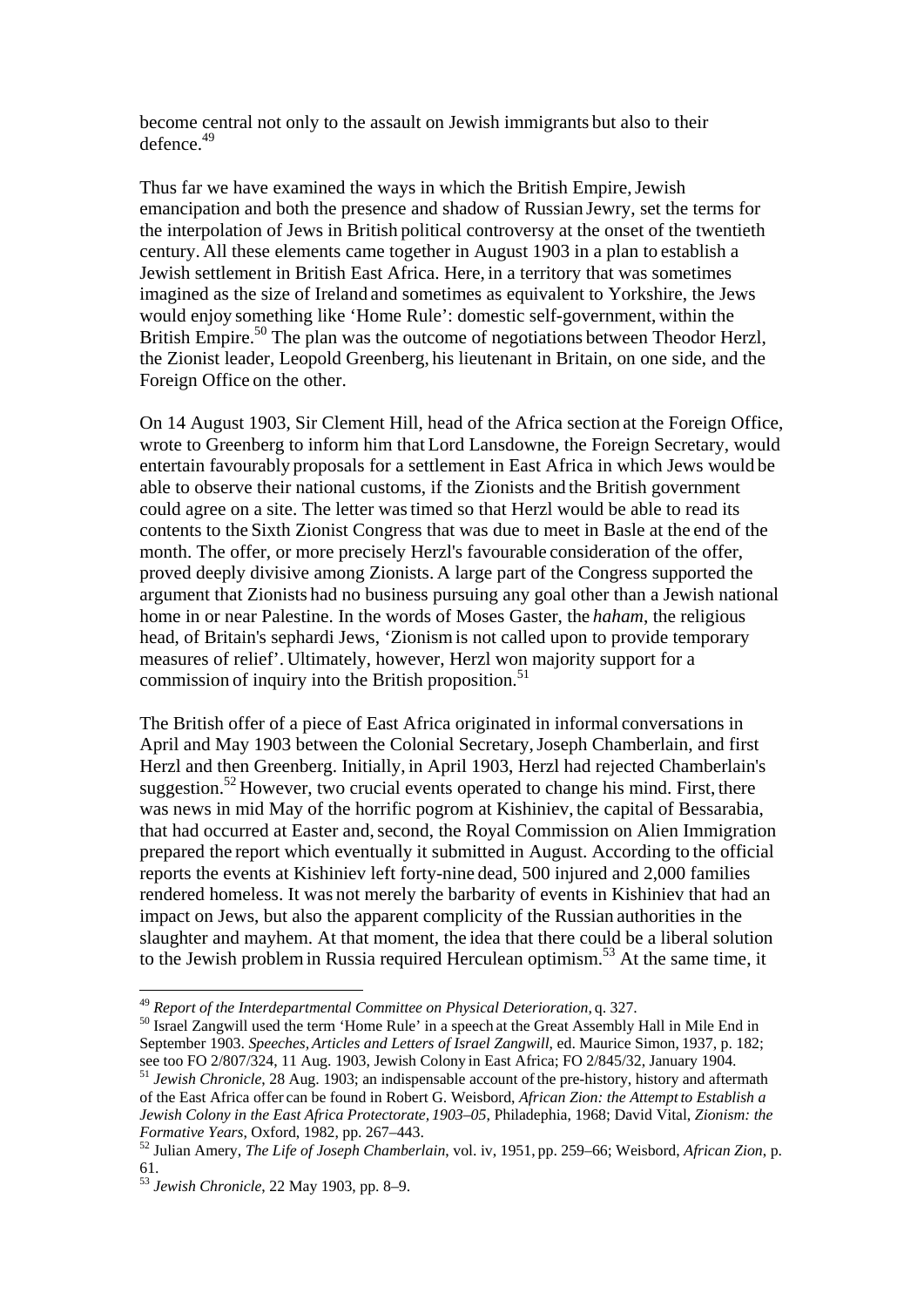become central not only to the assault on Jewish immigrants but also to their defence.[49]

Thus far we have examined the ways in which the British Empire, Jewish emancipation and both the presence and shadow of Russian Jewry, set the terms for the interpolation of Jews in British political controversy at the onset of the twentieth century. All these elements came together in August 1903 in a plan to establish a Jewish settlement in British East Africa. Here, in a territory that was sometimes imagined as the size of Ireland and sometimes as equivalent to Yorkshire, the Jews would enjoy something like 'Home Rule': domestic self-government, within the British Empire.[50] The plan was the outcome of negotiations between Theodor Herzl, the Zionist leader, Leopold Greenberg, his lieutenant in Britain, on one side, and the Foreign Office on the other.

On 14 August 1903, Sir Clement Hill, head of the Africa section at the Foreign Office, wrote to Greenberg to inform him that Lord Lansdowne, the Foreign Secretary, would entertain favourably proposals for a settlement in East Africa in which Jews would be able to observe their national customs, if the Zionists and the British government could agree on a site. The letter was timed so that Herzl would be able to read its contents to the Sixth Zionist Congress that was due to meet in Basle at the end of the month. The offer, or more precisely Herzl's favourable consideration of the offer, proved deeply divisive among Zionists. A large part of the Congress supported the argument that Zionists had no business pursuing any goal other than a Jewish national home in or near Palestine. In the words of Moses Gaster, the *haham*, the religious head, of Britain's sephardi Jews, 'Zionism is not called upon to provide temporary measures of relief'. Ultimately, however, Herzl won majority support for a commission of inquiry into the British proposition.[51]

The British offer of a piece of East Africa originated in informal conversations in April and May 1903 between the Colonial Secretary, Joseph Chamberlain, and first Herzl and then Greenberg. Initially, in April 1903, Herzl had rejected Chamberlain's suggestion.[52] However, two crucial events operated to change his mind. First, there was news in mid May of the horrific pogrom at Kishiniev, the capital of Bessarabia, that had occurred at Easter and, second, the Royal Commission on Alien Immigration prepared the report which eventually it submitted in August. According to the official reports the events at Kishiniev left forty-nine dead, 500 injured and 2,000 families rendered homeless. It was not merely the barbarity of events in Kishiniev that had an impact on Jews, but also the apparent complicity of the Russian authorities in the slaughter and mayhem. At that moment, the idea that there could be a liberal solution to the Jewish problem in Russia required Herculean optimism.[53] At the same time, it

---

[49] *Report of the Interdepartmental Committee on Physical Deterioration*, q. 327.

[50] Israel Zangwill used the term 'Home Rule' in a speech at the Great Assembly Hall in Mile End in September 1903. *Speeches, Articles and Letters of Israel Zangwill*, ed. Maurice Simon, 1937, p. 182; see too FO 2/807/324, 11 Aug. 1903, Jewish Colony in East Africa; FO 2/845/32, January 1904.

[51] *Jewish Chronicle*, 28 Aug. 1903; an indispensable account of the pre-history, history and aftermath of the East Africa offer can be found in Robert G. Weisbord, *African Zion: the Attempt to Establish a Jewish Colony in the East Africa Protectorate, 1903–05*, Philadephia, 1968; David Vital, *Zionism: the Formative Years*, Oxford, 1982, pp. 267–443.

[52] Julian Amery, *The Life of Joseph Chamberlain*, vol. iv, 1951, pp. 259–66; Weisbord, *African Zion*, p. 61.

[53] *Jewish Chronicle*, 22 May 1903, pp. 8–9.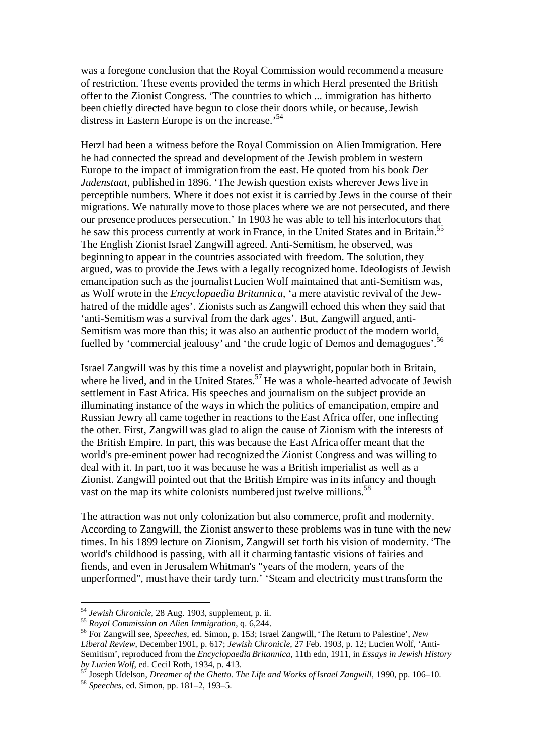was a foregone conclusion that the Royal Commission would recommend a measure of restriction. These events provided the terms in which Herzl presented the British offer to the Zionist Congress. 'The countries to which ... immigration has hitherto been chiefly directed have begun to close their doors while, or because, Jewish distress in Eastern Europe is on the increase.'[54]

Herzl had been a witness before the Royal Commission on Alien Immigration. Here he had connected the spread and development of the Jewish problem in western Europe to the impact of immigration from the east. He quoted from his book *Der Judenstaat*, published in 1896. 'The Jewish question exists wherever Jews live in perceptible numbers. Where it does not exist it is carried by Jews in the course of their migrations. We naturally move to those places where we are not persecuted, and there our presence produces persecution.' In 1903 he was able to tell his interlocutors that he saw this process currently at work in France, in the United States and in Britain.[55] The English Zionist Israel Zangwill agreed. Anti-Semitism, he observed, was beginning to appear in the countries associated with freedom. The solution, they argued, was to provide the Jews with a legally recognized home. Ideologists of Jewish emancipation such as the journalist Lucien Wolf maintained that anti-Semitism was, as Wolf wrote in the *Encyclopaedia Britannica*, 'a mere atavistic revival of the Jew-hatred of the middle ages'. Zionists such as Zangwill echoed this when they said that 'anti-Semitism was a survival from the dark ages'. But, Zangwill argued, anti-Semitism was more than this; it was also an authentic product of the modern world, fuelled by 'commercial jealousy' and 'the crude logic of Demos and demagogues'.[56]

Israel Zangwill was by this time a novelist and playwright, popular both in Britain, where he lived, and in the United States.[57] He was a whole-hearted advocate of Jewish settlement in East Africa. His speeches and journalism on the subject provide an illuminating instance of the ways in which the politics of emancipation, empire and Russian Jewry all came together in reactions to the East Africa offer, one inflecting the other. First, Zangwill was glad to align the cause of Zionism with the interests of the British Empire. In part, this was because the East Africa offer meant that the world's pre-eminent power had recognized the Zionist Congress and was willing to deal with it. In part, too it was because he was a British imperialist as well as a Zionist. Zangwill pointed out that the British Empire was in its infancy and though vast on the map its white colonists numbered just twelve millions.[58]

The attraction was not only colonization but also commerce, profit and modernity. According to Zangwill, the Zionist answer to these problems was in tune with the new times. In his 1899 lecture on Zionism, Zangwill set forth his vision of modernity. 'The world's childhood is passing, with all it charming fantastic visions of fairies and fiends, and even in Jerusalem Whitman's "years of the modern, years of the unperformed", must have their tardy turn.' 'Steam and electricity must transform the

---

[54] *Jewish Chronicle*, 28 Aug. 1903, supplement, p. ii.

[55] *Royal Commission on Alien Immigration*, q. 6,244.

[56] For Zangwill see, *Speeches*, ed. Simon, p. 153; Israel Zangwill, 'The Return to Palestine', *New Liberal Review*, December 1901, p. 617; *Jewish Chronicle*, 27 Feb. 1903, p. 12; Lucien Wolf, 'Anti-Semitism', reproduced from the *Encyclopaedia Britannica*, 11th edn, 1911, in *Essays in Jewish History by Lucien Wolf*, ed. Cecil Roth, 1934, p. 413.

[57] Joseph Udelson, *Dreamer of the Ghetto. The Life and Works of Israel Zangwill*, 1990, pp. 106–10.

[58] *Speeches*, ed. Simon, pp. 181–2, 193–5.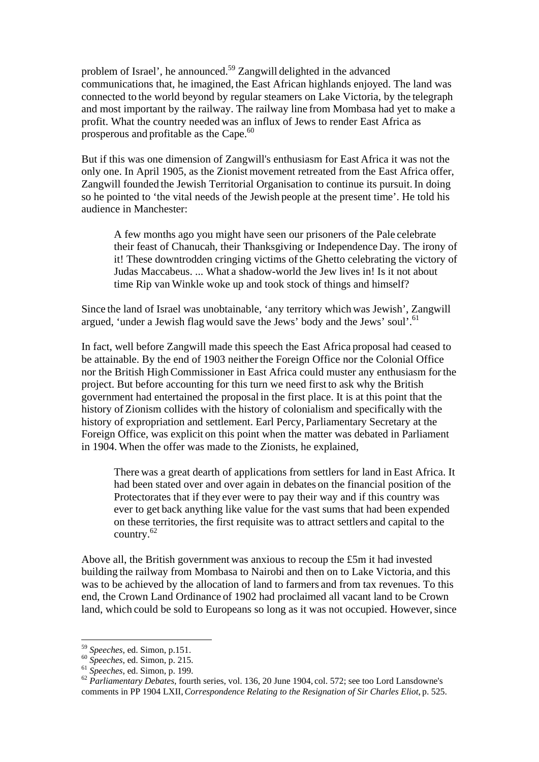problem of Israel', he announced.[59] Zangwill delighted in the advanced communications that, he imagined, the East African highlands enjoyed. The land was connected to the world beyond by regular steamers on Lake Victoria, by the telegraph and most important by the railway. The railway line from Mombasa had yet to make a profit. What the country needed was an influx of Jews to render East Africa as prosperous and profitable as the Cape.[60]

But if this was one dimension of Zangwill's enthusiasm for East Africa it was not the only one. In April 1905, as the Zionist movement retreated from the East Africa offer, Zangwill founded the Jewish Territorial Organisation to continue its pursuit. In doing so he pointed to 'the vital needs of the Jewish people at the present time'. He told his audience in Manchester:

> A few months ago you might have seen our prisoners of the Pale celebrate their feast of Chanucah, their Thanksgiving or Independence Day. The irony of it! These downtrodden cringing victims of the Ghetto celebrating the victory of Judas Maccabeus. ... What a shadow-world the Jew lives in! Is it not about time Rip van Winkle woke up and took stock of things and himself?

Since the land of Israel was unobtainable, 'any territory which was Jewish', Zangwill argued, 'under a Jewish flag would save the Jews' body and the Jews' soul'.[61]

In fact, well before Zangwill made this speech the East Africa proposal had ceased to be attainable. By the end of 1903 neither the Foreign Office nor the Colonial Office nor the British High Commissioner in East Africa could muster any enthusiasm for the project. But before accounting for this turn we need first to ask why the British government had entertained the proposal in the first place. It is at this point that the history of Zionism collides with the history of colonialism and specifically with the history of expropriation and settlement. Earl Percy, Parliamentary Secretary at the Foreign Office, was explicit on this point when the matter was debated in Parliament in 1904. When the offer was made to the Zionists, he explained,

> There was a great dearth of applications from settlers for land in East Africa. It had been stated over and over again in debates on the financial position of the Protectorates that if they ever were to pay their way and if this country was ever to get back anything like value for the vast sums that had been expended on these territories, the first requisite was to attract settlers and capital to the country.[62]

Above all, the British government was anxious to recoup the £5m it had invested building the railway from Mombasa to Nairobi and then on to Lake Victoria, and this was to be achieved by the allocation of land to farmers and from tax revenues. To this end, the Crown Land Ordinance of 1902 had proclaimed all vacant land to be Crown land, which could be sold to Europeans so long as it was not occupied. However, since

---

[59] *Speeches*, ed. Simon, p.151.

[60] *Speeches*, ed. Simon, p. 215.

[61] *Speeches*, ed. Simon, p. 199.

[62] *Parliamentary Debates*, fourth series, vol. 136, 20 June 1904, col. 572; see too Lord Lansdowne's comments in PP 1904 LXII, *Correspondence Relating to the Resignation of Sir Charles Eliot*, p. 525.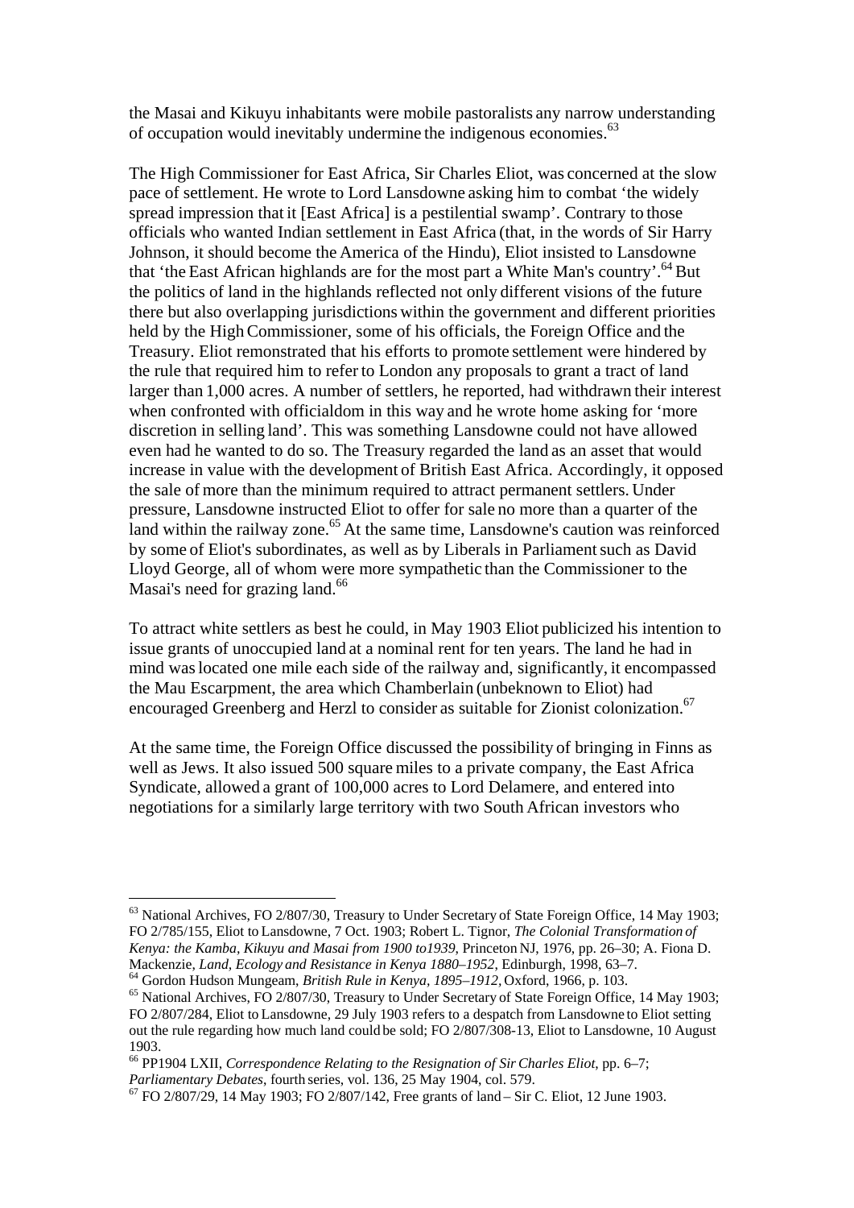the Masai and Kikuyu inhabitants were mobile pastoralists any narrow understanding of occupation would inevitably undermine the indigenous economies.[63]

The High Commissioner for East Africa, Sir Charles Eliot, was concerned at the slow pace of settlement. He wrote to Lord Lansdowne asking him to combat 'the widely spread impression that it [East Africa] is a pestilential swamp'. Contrary to those officials who wanted Indian settlement in East Africa (that, in the words of Sir Harry Johnson, it should become the America of the Hindu), Eliot insisted to Lansdowne that 'the East African highlands are for the most part a White Man's country'.[64] But the politics of land in the highlands reflected not only different visions of the future there but also overlapping jurisdictions within the government and different priorities held by the High Commissioner, some of his officials, the Foreign Office and the Treasury. Eliot remonstrated that his efforts to promote settlement were hindered by the rule that required him to refer to London any proposals to grant a tract of land larger than 1,000 acres. A number of settlers, he reported, had withdrawn their interest when confronted with officialdom in this way and he wrote home asking for 'more discretion in selling land'. This was something Lansdowne could not have allowed even had he wanted to do so. The Treasury regarded the land as an asset that would increase in value with the development of British East Africa. Accordingly, it opposed the sale of more than the minimum required to attract permanent settlers. Under pressure, Lansdowne instructed Eliot to offer for sale no more than a quarter of the land within the railway zone.[65] At the same time, Lansdowne's caution was reinforced by some of Eliot's subordinates, as well as by Liberals in Parliament such as David Lloyd George, all of whom were more sympathetic than the Commissioner to the Masai's need for grazing land.[66]

To attract white settlers as best he could, in May 1903 Eliot publicized his intention to issue grants of unoccupied land at a nominal rent for ten years. The land he had in mind was located one mile each side of the railway and, significantly, it encompassed the Mau Escarpment, the area which Chamberlain (unbeknown to Eliot) had encouraged Greenberg and Herzl to consider as suitable for Zionist colonization.[67]

At the same time, the Foreign Office discussed the possibility of bringing in Finns as well as Jews. It also issued 500 square miles to a private company, the East Africa Syndicate, allowed a grant of 100,000 acres to Lord Delamere, and entered into negotiations for a similarly large territory with two South African investors who

---

[63] National Archives, FO 2/807/30, Treasury to Under Secretary of State Foreign Office, 14 May 1903; FO 2/785/155, Eliot to Lansdowne, 7 Oct. 1903; Robert L. Tignor, *The Colonial Transformation of Kenya: the Kamba, Kikuyu and Masai from 1900 to1939*, Princeton NJ, 1976, pp. 26–30; A. Fiona D. Mackenzie, *Land, Ecology and Resistance in Kenya 1880–1952*, Edinburgh, 1998, 63–7.

[64] Gordon Hudson Mungeam, *British Rule in Kenya, 1895–1912*, Oxford, 1966, p. 103.

[65] National Archives, FO 2/807/30, Treasury to Under Secretary of State Foreign Office, 14 May 1903; FO 2/807/284, Eliot to Lansdowne, 29 July 1903 refers to a despatch from Lansdowne to Eliot setting out the rule regarding how much land could be sold; FO 2/807/308-13, Eliot to Lansdowne, 10 August 1903.

[66] PP1904 LXII, *Correspondence Relating to the Resignation of Sir Charles Eliot*, pp. 6–7; *Parliamentary Debates*, fourth series, vol. 136, 25 May 1904, col. 579.

[67] FO 2/807/29, 14 May 1903; FO 2/807/142, Free grants of land – Sir C. Eliot, 12 June 1903.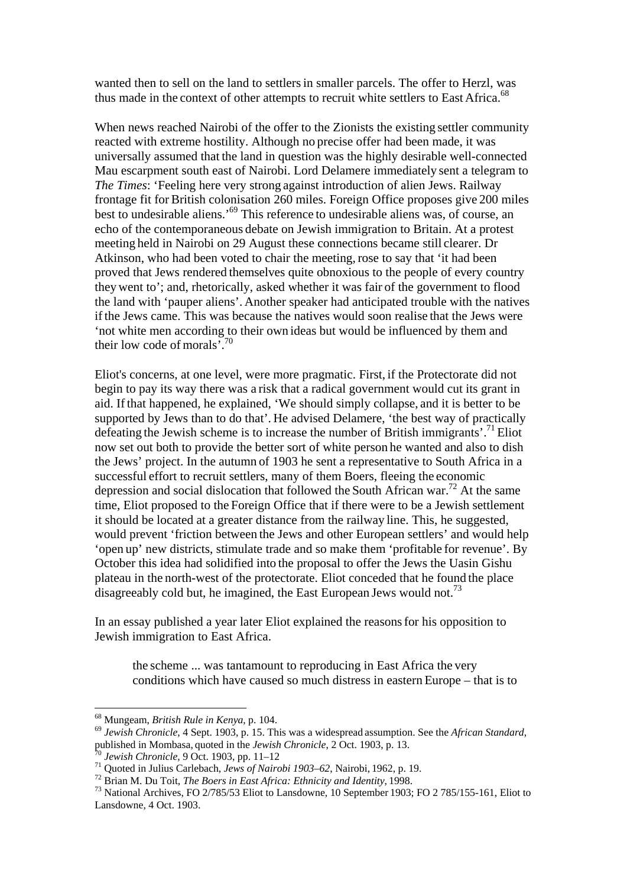wanted then to sell on the land to settlers in smaller parcels. The offer to Herzl, was thus made in the context of other attempts to recruit white settlers to East Africa.[68]

When news reached Nairobi of the offer to the Zionists the existing settler community reacted with extreme hostility. Although no precise offer had been made, it was universally assumed that the land in question was the highly desirable well-connected Mau escarpment south east of Nairobi. Lord Delamere immediately sent a telegram to *The Times*: 'Feeling here very strong against introduction of alien Jews. Railway frontage fit for British colonisation 260 miles. Foreign Office proposes give 200 miles best to undesirable aliens.'[69] This reference to undesirable aliens was, of course, an echo of the contemporaneous debate on Jewish immigration to Britain. At a protest meeting held in Nairobi on 29 August these connections became still clearer. Dr Atkinson, who had been voted to chair the meeting, rose to say that 'it had been proved that Jews rendered themselves quite obnoxious to the people of every country they went to'; and, rhetorically, asked whether it was fair of the government to flood the land with 'pauper aliens'. Another speaker had anticipated trouble with the natives if the Jews came. This was because the natives would soon realise that the Jews were 'not white men according to their own ideas but would be influenced by them and their low code of morals'.[70]

Eliot's concerns, at one level, were more pragmatic. First, if the Protectorate did not begin to pay its way there was a risk that a radical government would cut its grant in aid. If that happened, he explained, 'We should simply collapse, and it is better to be supported by Jews than to do that'. He advised Delamere, 'the best way of practically defeating the Jewish scheme is to increase the number of British immigrants'.[71] Eliot now set out both to provide the better sort of white person he wanted and also to dish the Jews' project. In the autumn of 1903 he sent a representative to South Africa in a successful effort to recruit settlers, many of them Boers, fleeing the economic depression and social dislocation that followed the South African war.[72] At the same time, Eliot proposed to the Foreign Office that if there were to be a Jewish settlement it should be located at a greater distance from the railway line. This, he suggested, would prevent 'friction between the Jews and other European settlers' and would help 'open up' new districts, stimulate trade and so make them 'profitable for revenue'. By October this idea had solidified into the proposal to offer the Jews the Uasin Gishu plateau in the north-west of the protectorate. Eliot conceded that he found the place disagreeably cold but, he imagined, the East European Jews would not.[73]

In an essay published a year later Eliot explained the reasons for his opposition to Jewish immigration to East Africa.

> the scheme ... was tantamount to reproducing in East Africa the very conditions which have caused so much distress in eastern Europe – that is to

---

[68] Mungeam, *British Rule in Kenya*, p. 104.

[69] *Jewish Chronicle*, 4 Sept. 1903, p. 15. This was a widespread assumption. See the *African Standard*, published in Mombasa, quoted in the *Jewish Chronicle*, 2 Oct. 1903, p. 13.

[70] *Jewish Chronicle*, 9 Oct. 1903, pp. 11–12

[71] Quoted in Julius Carlebach, *Jews of Nairobi 1903–62*, Nairobi, 1962, p. 19.

[72] Brian M. Du Toit, *The Boers in East Africa: Ethnicity and Identity*, 1998.

[73] National Archives, FO 2/785/53 Eliot to Lansdowne, 10 September 1903; FO 2 785/155-161, Eliot to Lansdowne, 4 Oct. 1903.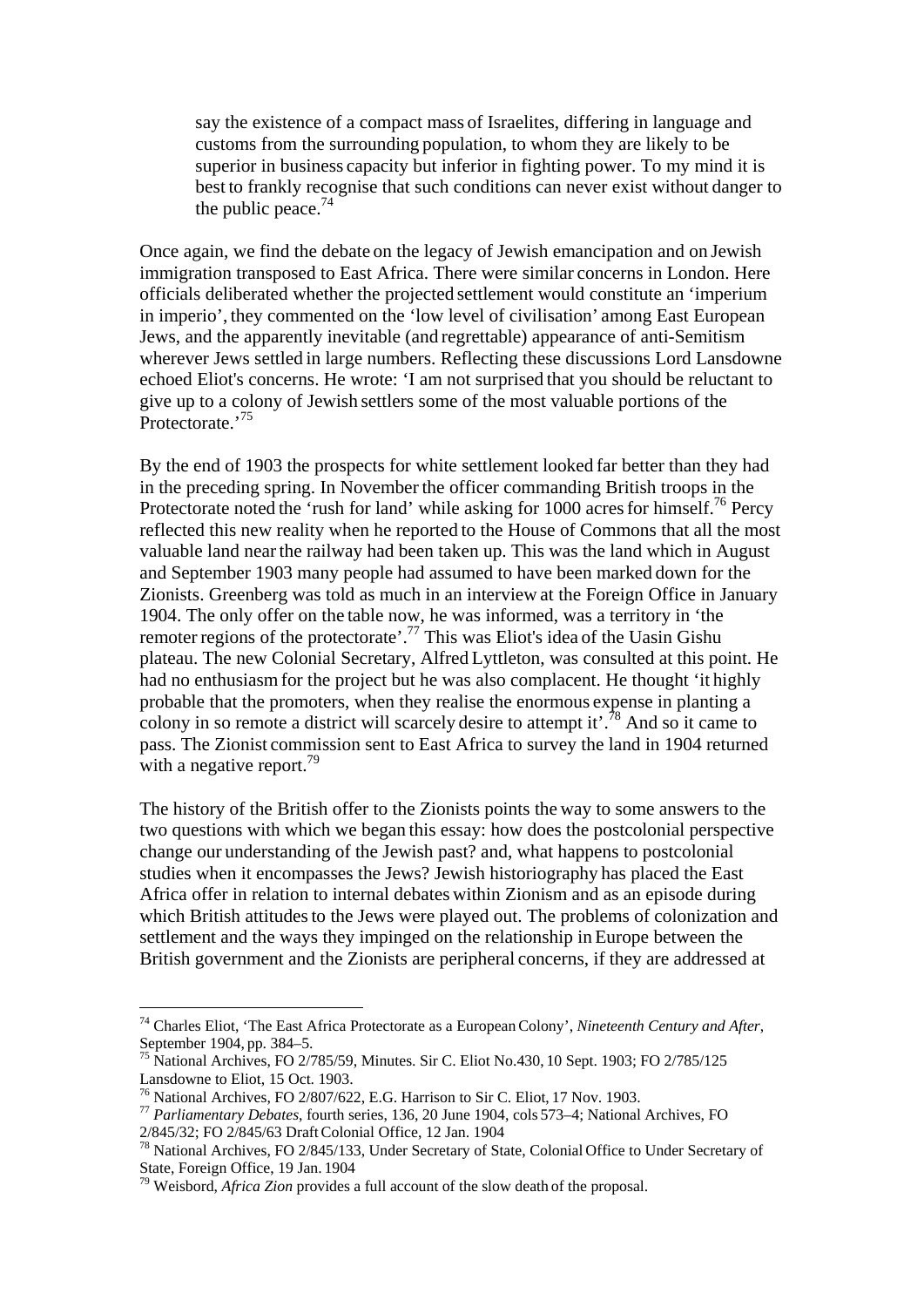> say the existence of a compact mass of Israelites, differing in language and customs from the surrounding population, to whom they are likely to be superior in business capacity but inferior in fighting power. To my mind it is best to frankly recognise that such conditions can never exist without danger to the public peace.[74]

Once again, we find the debate on the legacy of Jewish emancipation and on Jewish immigration transposed to East Africa. There were similar concerns in London. Here officials deliberated whether the projected settlement would constitute an 'imperium in imperio', they commented on the 'low level of civilisation' among East European Jews, and the apparently inevitable (and regrettable) appearance of anti-Semitism wherever Jews settled in large numbers. Reflecting these discussions Lord Lansdowne echoed Eliot's concerns. He wrote: 'I am not surprised that you should be reluctant to give up to a colony of Jewish settlers some of the most valuable portions of the Protectorate.'[75]

By the end of 1903 the prospects for white settlement looked far better than they had in the preceding spring. In November the officer commanding British troops in the Protectorate noted the 'rush for land' while asking for 1000 acres for himself.[76] Percy reflected this new reality when he reported to the House of Commons that all the most valuable land near the railway had been taken up. This was the land which in August and September 1903 many people had assumed to have been marked down for the Zionists. Greenberg was told as much in an interview at the Foreign Office in January 1904. The only offer on the table now, he was informed, was a territory in 'the remoter regions of the protectorate'.[77] This was Eliot's idea of the Uasin Gishu plateau. The new Colonial Secretary, Alfred Lyttleton, was consulted at this point. He had no enthusiasm for the project but he was also complacent. He thought 'it highly probable that the promoters, when they realise the enormous expense in planting a colony in so remote a district will scarcely desire to attempt it'.[78] And so it came to pass. The Zionist commission sent to East Africa to survey the land in 1904 returned with a negative report.[79]

The history of the British offer to the Zionists points the way to some answers to the two questions with which we began this essay: how does the postcolonial perspective change our understanding of the Jewish past? and, what happens to postcolonial studies when it encompasses the Jews? Jewish historiography has placed the East Africa offer in relation to internal debates within Zionism and as an episode during which British attitudes to the Jews were played out. The problems of colonization and settlement and the ways they impinged on the relationship in Europe between the British government and the Zionists are peripheral concerns, if they are addressed at

---

[74] Charles Eliot, 'The East Africa Protectorate as a European Colony', *Nineteenth Century and After*, September 1904, pp. 384–5.

[75] National Archives, FO 2/785/59, Minutes. Sir C. Eliot No.430, 10 Sept. 1903; FO 2/785/125 Lansdowne to Eliot, 15 Oct. 1903.

[76] National Archives, FO 2/807/622, E.G. Harrison to Sir C. Eliot, 17 Nov. 1903.

[77] *Parliamentary Debates*, fourth series, 136, 20 June 1904, cols 573–4; National Archives, FO 2/845/32; FO 2/845/63 Draft Colonial Office, 12 Jan. 1904

[78] National Archives, FO 2/845/133, Under Secretary of State, Colonial Office to Under Secretary of State, Foreign Office, 19 Jan. 1904

[79] Weisbord, *Africa Zion* provides a full account of the slow death of the proposal.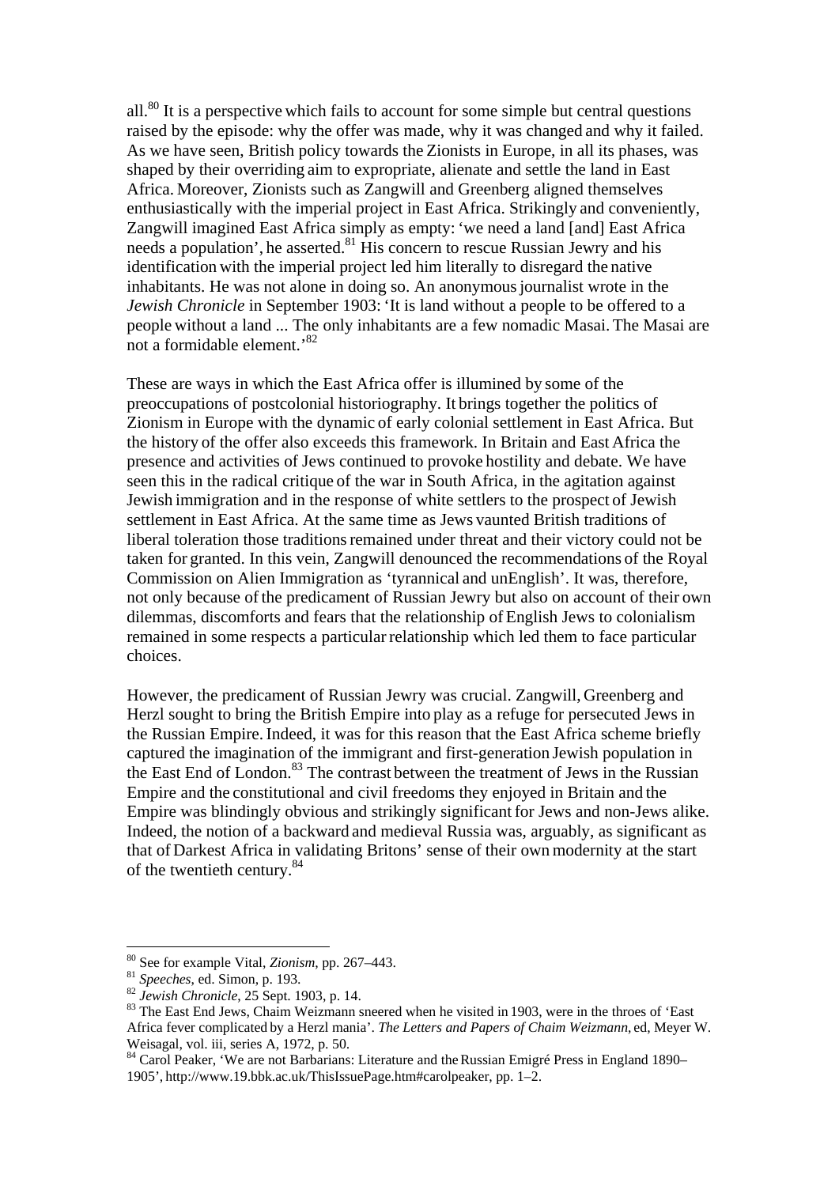all.[80] It is a perspective which fails to account for some simple but central questions raised by the episode: why the offer was made, why it was changed and why it failed. As we have seen, British policy towards the Zionists in Europe, in all its phases, was shaped by their overriding aim to expropriate, alienate and settle the land in East Africa. Moreover, Zionists such as Zangwill and Greenberg aligned themselves enthusiastically with the imperial project in East Africa. Strikingly and conveniently, Zangwill imagined East Africa simply as empty: 'we need a land [and] East Africa needs a population', he asserted.[81] His concern to rescue Russian Jewry and his identification with the imperial project led him literally to disregard the native inhabitants. He was not alone in doing so. An anonymous journalist wrote in the *Jewish Chronicle* in September 1903: 'It is land without a people to be offered to a people without a land ... The only inhabitants are a few nomadic Masai. The Masai are not a formidable element.'[82]

These are ways in which the East Africa offer is illumined by some of the preoccupations of postcolonial historiography. It brings together the politics of Zionism in Europe with the dynamic of early colonial settlement in East Africa. But the history of the offer also exceeds this framework. In Britain and East Africa the presence and activities of Jews continued to provoke hostility and debate. We have seen this in the radical critique of the war in South Africa, in the agitation against Jewish immigration and in the response of white settlers to the prospect of Jewish settlement in East Africa. At the same time as Jews vaunted British traditions of liberal toleration those traditions remained under threat and their victory could not be taken for granted. In this vein, Zangwill denounced the recommendations of the Royal Commission on Alien Immigration as 'tyrannical and unEnglish'. It was, therefore, not only because of the predicament of Russian Jewry but also on account of their own dilemmas, discomforts and fears that the relationship of English Jews to colonialism remained in some respects a particular relationship which led them to face particular choices.

However, the predicament of Russian Jewry was crucial. Zangwill, Greenberg and Herzl sought to bring the British Empire into play as a refuge for persecuted Jews in the Russian Empire. Indeed, it was for this reason that the East Africa scheme briefly captured the imagination of the immigrant and first-generation Jewish population in the East End of London.[83] The contrast between the treatment of Jews in the Russian Empire and the constitutional and civil freedoms they enjoyed in Britain and the Empire was blindingly obvious and strikingly significant for Jews and non-Jews alike. Indeed, the notion of a backward and medieval Russia was, arguably, as significant as that of Darkest Africa in validating Britons' sense of their own modernity at the start of the twentieth century.[84]

---

[80] See for example Vital, *Zionism*, pp. 267–443.

[81] *Speeches*, ed. Simon, p. 193.

[82] *Jewish Chronicle*, 25 Sept. 1903, p. 14.

[83] The East End Jews, Chaim Weizmann sneered when he visited in 1903, were in the throes of 'East Africa fever complicated by a Herzl mania'. *The Letters and Papers of Chaim Weizmann*, ed, Meyer W. Weisagal, vol. iii, series A, 1972, p. 50.

[84] Carol Peaker, 'We are not Barbarians: Literature and the Russian Emigré Press in England 1890–1905', http://www.19.bbk.ac.uk/ThisIssuePage.htm#carolpeaker, pp. 1–2.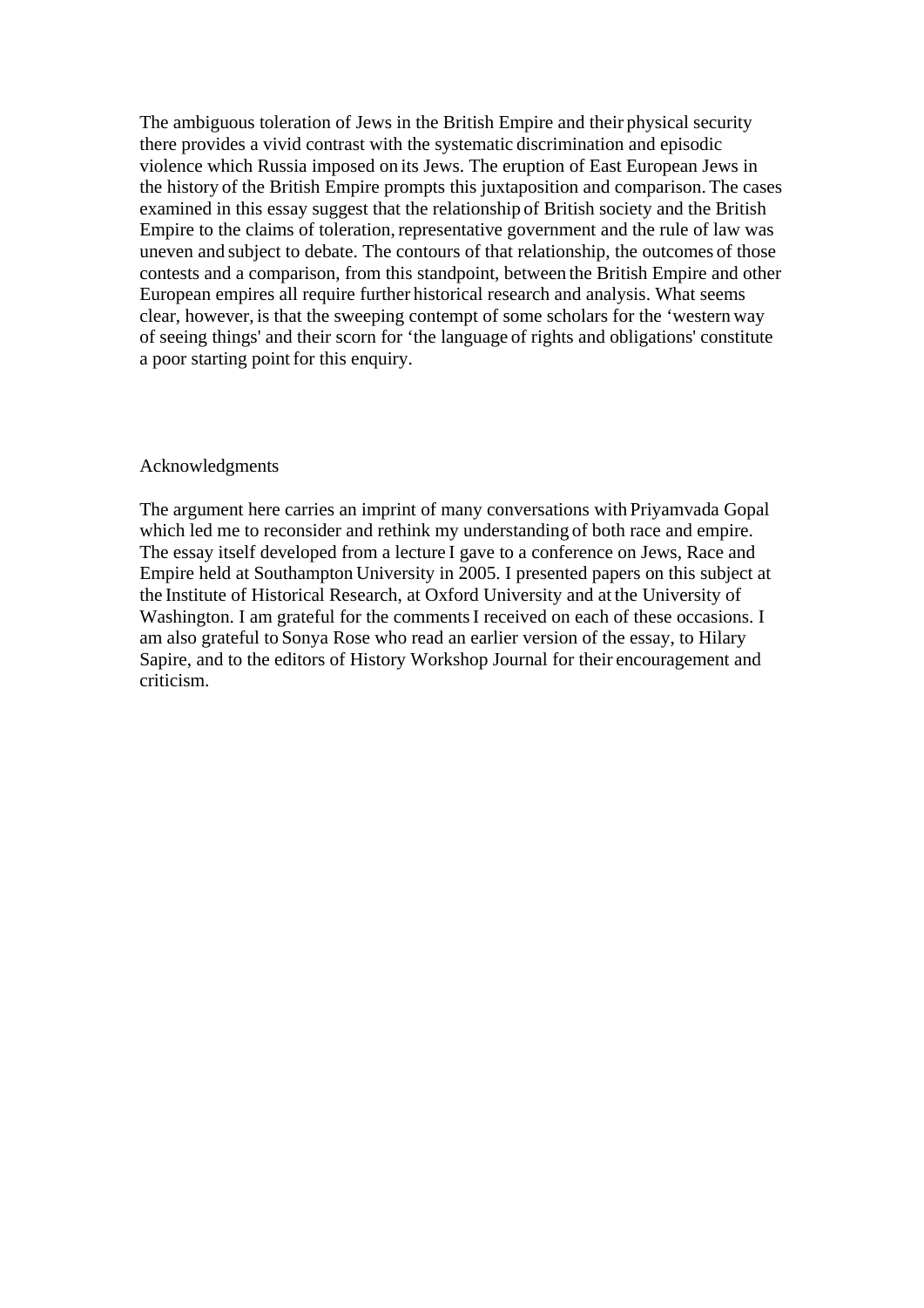The ambiguous toleration of Jews in the British Empire and their physical security there provides a vivid contrast with the systematic discrimination and episodic violence which Russia imposed on its Jews. The eruption of East European Jews in the history of the British Empire prompts this juxtaposition and comparison. The cases examined in this essay suggest that the relationship of British society and the British Empire to the claims of toleration, representative government and the rule of law was uneven and subject to debate. The contours of that relationship, the outcomes of those contests and a comparison, from this standpoint, between the British Empire and other European empires all require further historical research and analysis. What seems clear, however, is that the sweeping contempt of some scholars for the 'western way of seeing things' and their scorn for 'the language of rights and obligations' constitute a poor starting point for this enquiry.

## Acknowledgments

The argument here carries an imprint of many conversations with Priyamvada Gopal which led me to reconsider and rethink my understanding of both race and empire. The essay itself developed from a lecture I gave to a conference on Jews, Race and Empire held at Southampton University in 2005. I presented papers on this subject at the Institute of Historical Research, at Oxford University and at the University of Washington. I am grateful for the comments I received on each of these occasions. I am also grateful to Sonya Rose who read an earlier version of the essay, to Hilary Sapire, and to the editors of History Workshop Journal for their encouragement and criticism.